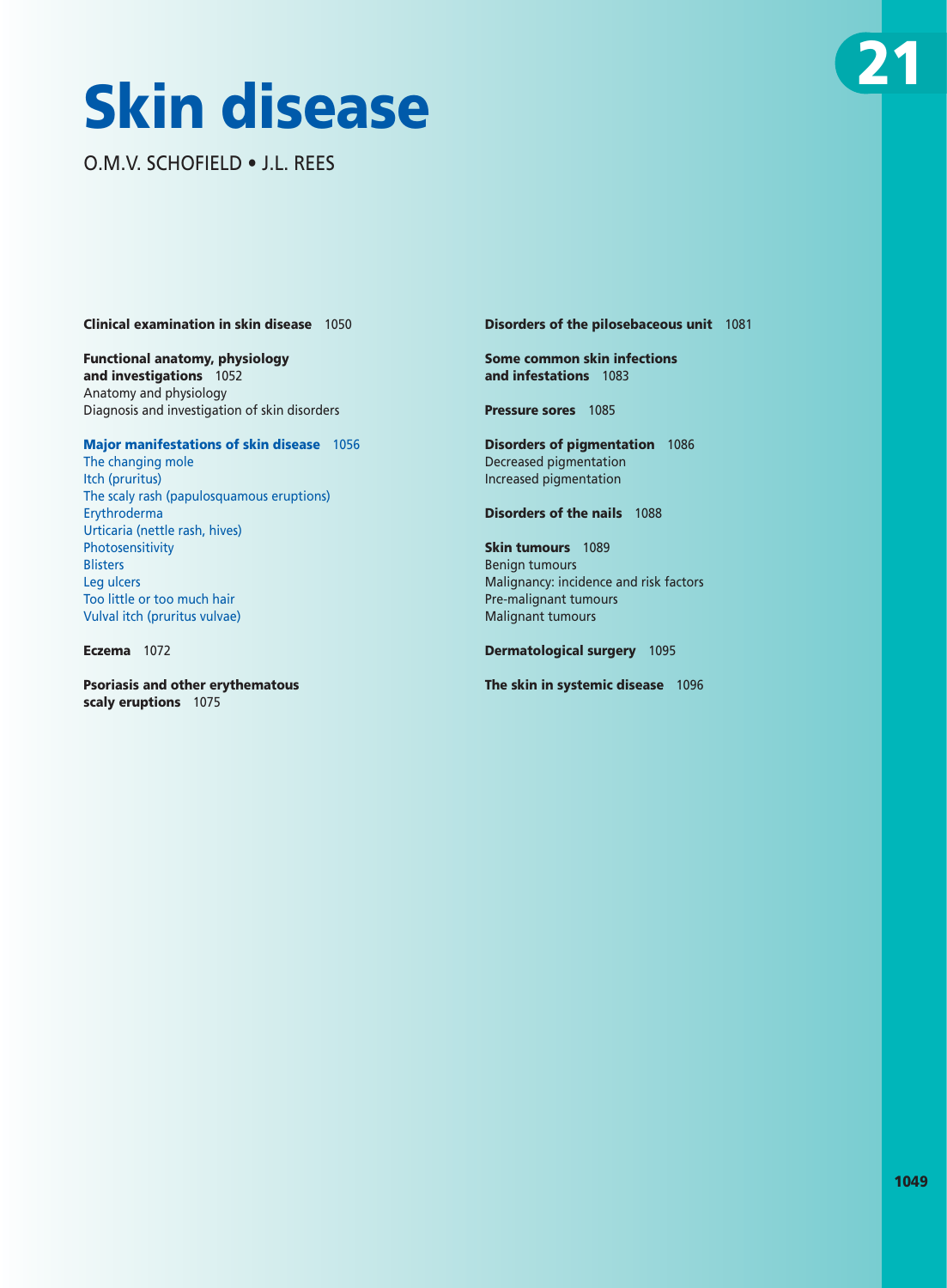# Skin disease

O.M.V. SCHOFIELD • J.L. REES

21

**Clinical examination in skin disease** 1050

**Functional anatomy, physiology and investigations** 1052
Anatomy and physiology
Diagnosis and investigation of skin disorders

**Major manifestations of skin disease** 1056
The changing mole
Itch (pruritus)
The scaly rash (papulosquamous eruptions)
Erythroderma
Urticaria (nettle rash, hives)
Photosensitivity
Blisters
Leg ulcers
Too little or too much hair
Vulval itch (pruritus vulvae)

**Eczema** 1072

**Psoriasis and other erythematous scaly eruptions** 1075

**Disorders of the pilosebaceous unit** 1081

**Some common skin infections and infestations** 1083

**Pressure sores** 1085

**Disorders of pigmentation** 1086
Decreased pigmentation
Increased pigmentation

**Disorders of the nails** 1088

**Skin tumours** 1089
Benign tumours
Malignancy: incidence and risk factors
Pre-malignant tumours
Malignant tumours

**Dermatological surgery** 1095

**The skin in systemic disease** 1096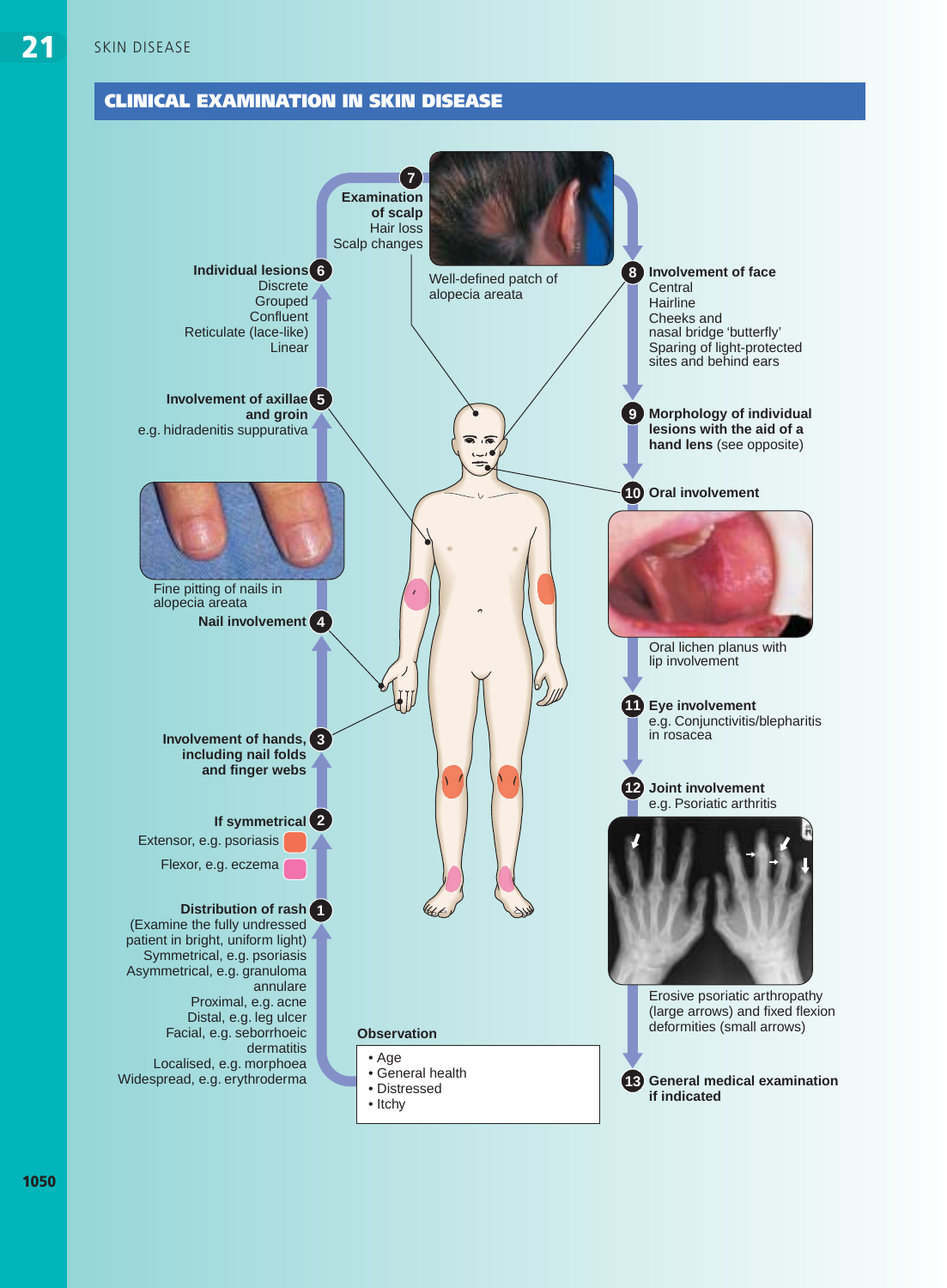## CLINICAL EXAMINATION IN SKIN DISEASE

**7 Examination of scalp**
Hair loss
Scalp changes

Well-defined patch of alopecia areata

**6 Individual lesions**
Discrete
Grouped
Confluent
Reticulate (lace-like)
Linear

**5 Involvement of axillae and groin**
e.g. hidradenitis suppurativa

Fine pitting of nails in alopecia areata

**4 Nail involvement**

**3 Involvement of hands, including nail folds and finger webs**

**2 If symmetrical**
Extensor, e.g. psoriasis
Flexor, e.g. eczema

**1 Distribution of rash**
(Examine the fully undressed patient in bright, uniform light)
Symmetrical, e.g. psoriasis
Asymmetrical, e.g. granuloma annulare
Proximal, e.g. acne
Distal, e.g. leg ulcer
Facial, e.g. seborrhoeic dermatitis
Localised, e.g. morphoea
Widespread, e.g. erythroderma

**8 Involvement of face**
Central
Hairline
Cheeks and nasal bridge 'butterfly'
Sparing of light-protected sites and behind ears

**9 Morphology of individual lesions with the aid of a hand lens** (see opposite)

**10 Oral involvement**

Oral lichen planus with lip involvement

**11 Eye involvement**
e.g. Conjunctivitis/blepharitis in rosacea

**12 Joint involvement**
e.g. Psoriatic arthritis

Erosive psoriatic arthropathy (large arrows) and fixed flexion deformities (small arrows)

**13 General medical examination if indicated**

**Observation**

- Age
- General health
- Distressed
- Itchy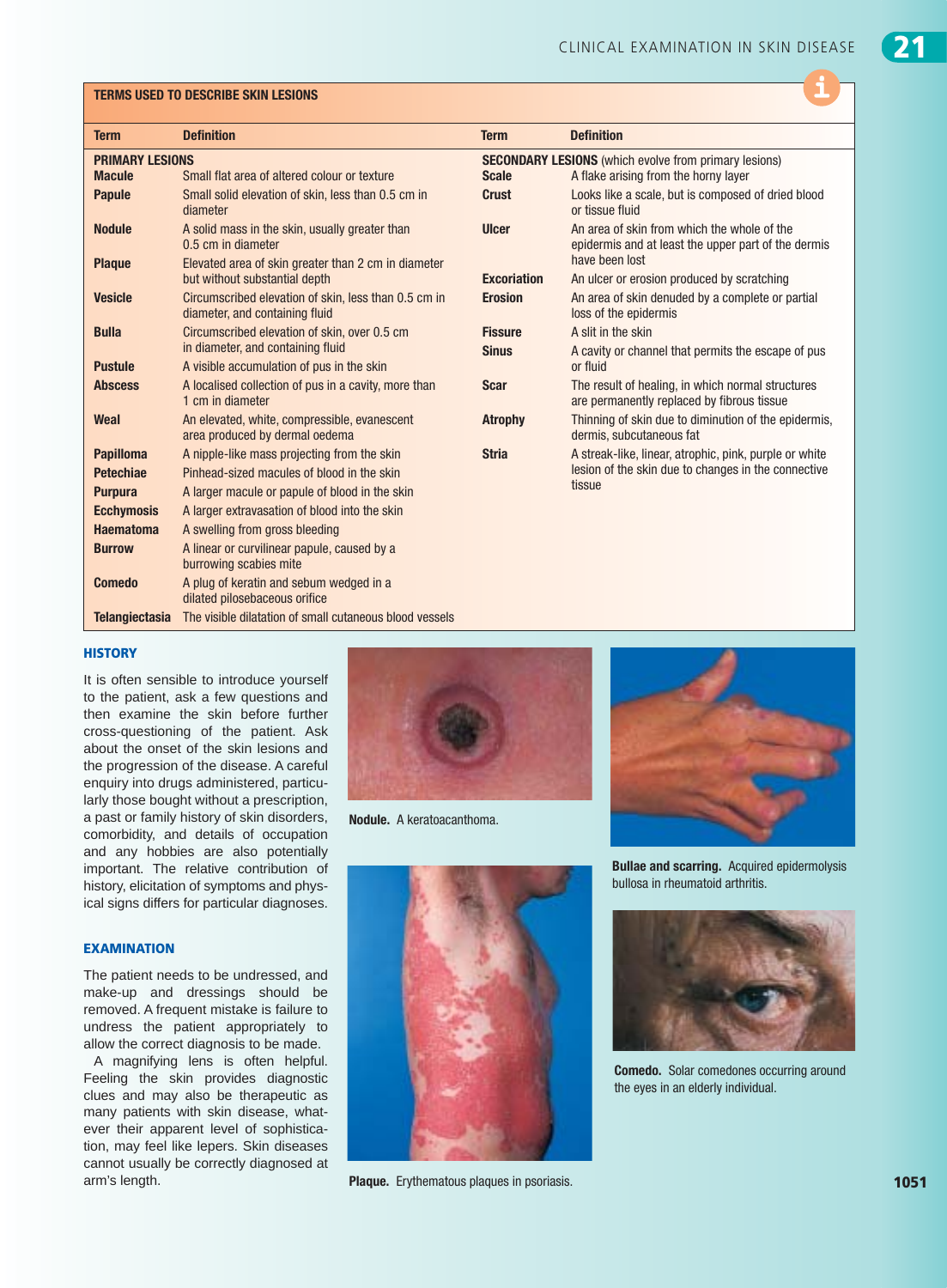## TERMS USED TO DESCRIBE SKIN LESIONS

| Term | Definition | Term | Definition |
|---|---|---|---|
| **PRIMARY LESIONS** | | **SECONDARY LESIONS** (which evolve from primary lesions) | |
| **Macule** | Small flat area of altered colour or texture | **Scale** | A flake arising from the horny layer |
| **Papule** | Small solid elevation of skin, less than 0.5 cm in diameter | **Crust** | Looks like a scale, but is composed of dried blood or tissue fluid |
| **Nodule** | A solid mass in the skin, usually greater than 0.5 cm in diameter | **Ulcer** | An area of skin from which the whole of the epidermis and at least the upper part of the dermis have been lost |
| **Plaque** | Elevated area of skin greater than 2 cm in diameter but without substantial depth | **Excoriation** | An ulcer or erosion produced by scratching |
| **Vesicle** | Circumscribed elevation of skin, less than 0.5 cm in diameter, and containing fluid | **Erosion** | An area of skin denuded by a complete or partial loss of the epidermis |
| **Bulla** | Circumscribed elevation of skin, over 0.5 cm in diameter, and containing fluid | **Fissure** | A slit in the skin |
| **Pustule** | A visible accumulation of pus in the skin | **Sinus** | A cavity or channel that permits the escape of pus or fluid |
| **Abscess** | A localised collection of pus in a cavity, more than 1 cm in diameter | **Scar** | The result of healing, in which normal structures are permanently replaced by fibrous tissue |
| **Weal** | An elevated, white, compressible, evanescent area produced by dermal oedema | **Atrophy** | Thinning of skin due to diminution of the epidermis, dermis, subcutaneous fat |
| **Papilloma** | A nipple-like mass projecting from the skin | **Stria** | A streak-like, linear, atrophic, pink, purple or white lesion of the skin due to changes in the connective tissue |
| **Petechiae** | Pinhead-sized macules of blood in the skin | | |
| **Purpura** | A larger macule or papule of blood in the skin | | |
| **Ecchymosis** | A larger extravasation of blood into the skin | | |
| **Haematoma** | A swelling from gross bleeding | | |
| **Burrow** | A linear or curvilinear papule, caused by a burrowing scabies mite | | |
| **Comedo** | A plug of keratin and sebum wedged in a dilated pilosebaceous orifice | | |
| **Telangiectasia** | The visible dilatation of small cutaneous blood vessels | | |

## HISTORY

It is often sensible to introduce yourself to the patient, ask a few questions and then examine the skin before further cross-questioning of the patient. Ask about the onset of the skin lesions and the progression of the disease. A careful enquiry into drugs administered, particularly those bought without a prescription, a past or family history of skin disorders, comorbidity, and details of occupation and any hobbies are also potentially important. The relative contribution of history, elicitation of symptoms and physical signs differs for particular diagnoses.

## EXAMINATION

The patient needs to be undressed, and make-up and dressings should be removed. A frequent mistake is failure to undress the patient appropriately to allow the correct diagnosis to be made.

A magnifying lens is often helpful. Feeling the skin provides diagnostic clues and may also be therapeutic as many patients with skin disease, whatever their apparent level of sophistication, may feel like lepers. Skin diseases cannot usually be correctly diagnosed at arm's length.

**Nodule.** A keratoacanthoma.

**Bullae and scarring.** Acquired epidermolysis bullosa in rheumatoid arthritis.

**Plaque.** Erythematous plaques in psoriasis.

**Comedo.** Solar comedones occurring around the eyes in an elderly individual.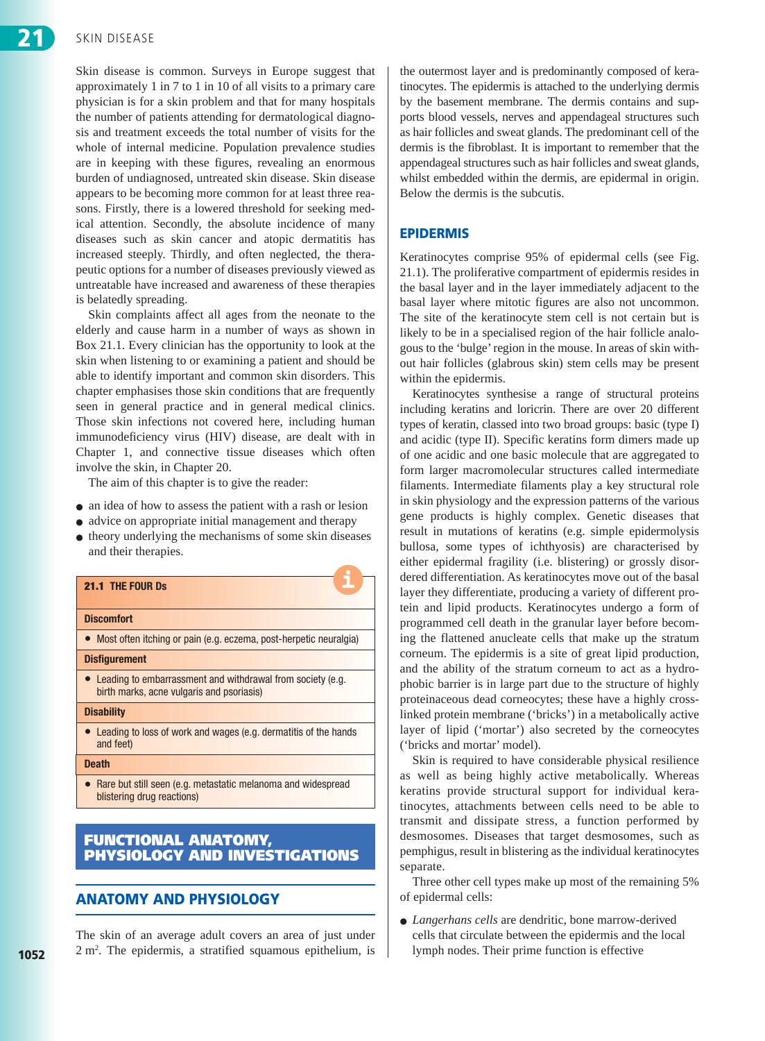Skin disease is common. Surveys in Europe suggest that approximately 1 in 7 to 1 in 10 of all visits to a primary care physician is for a skin problem and that for many hospitals the number of patients attending for dermatological diagnosis and treatment exceeds the total number of visits for the whole of internal medicine. Population prevalence studies are in keeping with these figures, revealing an enormous burden of undiagnosed, untreated skin disease. Skin disease appears to be becoming more common for at least three reasons. Firstly, there is a lowered threshold for seeking medical attention. Secondly, the absolute incidence of many diseases such as skin cancer and atopic dermatitis has increased steeply. Thirdly, and often neglected, the therapeutic options for a number of diseases previously viewed as untreatable have increased and awareness of these therapies is belatedly spreading.

Skin complaints affect all ages from the neonate to the elderly and cause harm in a number of ways as shown in Box 21.1. Every clinician has the opportunity to look at the skin when listening to or examining a patient and should be able to identify important and common skin disorders. This chapter emphasises those skin conditions that are frequently seen in general practice and in general medical clinics. Those skin infections not covered here, including human immunodeficiency virus (HIV) disease, are dealt with in Chapter 1, and connective tissue diseases which often involve the skin, in Chapter 20.

The aim of this chapter is to give the reader:

- an idea of how to assess the patient with a rash or lesion
- advice on appropriate initial management and therapy
- theory underlying the mechanisms of some skin diseases and their therapies.

| 21.1 THE FOUR Ds |
|---|
| **Discomfort** |
| • Most often itching or pain (e.g. eczema, post-herpetic neuralgia) |
| **Disfigurement** |
| • Leading to embarrassment and withdrawal from society (e.g. birth marks, acne vulgaris and psoriasis) |
| **Disability** |
| • Leading to loss of work and wages (e.g. dermatitis of the hands and feet) |
| **Death** |
| • Rare but still seen (e.g. metastatic melanoma and widespread blistering drug reactions) |

# FUNCTIONAL ANATOMY, PHYSIOLOGY AND INVESTIGATIONS

## ANATOMY AND PHYSIOLOGY

The skin of an average adult covers an area of just under 2 m$^2$. The epidermis, a stratified squamous epithelium, is the outermost layer and is predominantly composed of keratinocytes. The epidermis is attached to the underlying dermis by the basement membrane. The dermis contains and supports blood vessels, nerves and appendageal structures such as hair follicles and sweat glands. The predominant cell of the dermis is the fibroblast. It is important to remember that the appendageal structures such as hair follicles and sweat glands, whilst embedded within the dermis, are epidermal in origin. Below the dermis is the subcutis.

### EPIDERMIS

Keratinocytes comprise 95% of epidermal cells (see Fig. 21.1). The proliferative compartment of epidermis resides in the basal layer and in the layer immediately adjacent to the basal layer where mitotic figures are also not uncommon. The site of the keratinocyte stem cell is not certain but is likely to be in a specialised region of the hair follicle analogous to the 'bulge' region in the mouse. In areas of skin without hair follicles (glabrous skin) stem cells may be present within the epidermis.

Keratinocytes synthesise a range of structural proteins including keratins and loricrin. There are over 20 different types of keratin, classed into two broad groups: basic (type I) and acidic (type II). Specific keratins form dimers made up of one acidic and one basic molecule that are aggregated to form larger macromolecular structures called intermediate filaments. Intermediate filaments play a key structural role in skin physiology and the expression patterns of the various gene products is highly complex. Genetic diseases that result in mutations of keratins (e.g. simple epidermolysis bullosa, some types of ichthyosis) are characterised by either epidermal fragility (i.e. blistering) or grossly disordered differentiation. As keratinocytes move out of the basal layer they differentiate, producing a variety of different protein and lipid products. Keratinocytes undergo a form of programmed cell death in the granular layer before becoming the flattened anucleate cells that make up the stratum corneum. The epidermis is a site of great lipid production, and the ability of the stratum corneum to act as a hydrophobic barrier is in large part due to the structure of highly proteinaceous dead corneocytes; these have a highly cross-linked protein membrane ('bricks') in a metabolically active layer of lipid ('mortar') also secreted by the corneocytes ('bricks and mortar' model).

Skin is required to have considerable physical resilience as well as being highly active metabolically. Whereas keratins provide structural support for individual keratinocytes, attachments between cells need to be able to transmit and dissipate stress, a function performed by desmosomes. Diseases that target desmosomes, such as pemphigus, result in blistering as the individual keratinocytes separate.

Three other cell types make up most of the remaining 5% of epidermal cells:

- *Langerhans cells* are dendritic, bone marrow-derived cells that circulate between the epidermis and the local lymph nodes. Their prime function is effective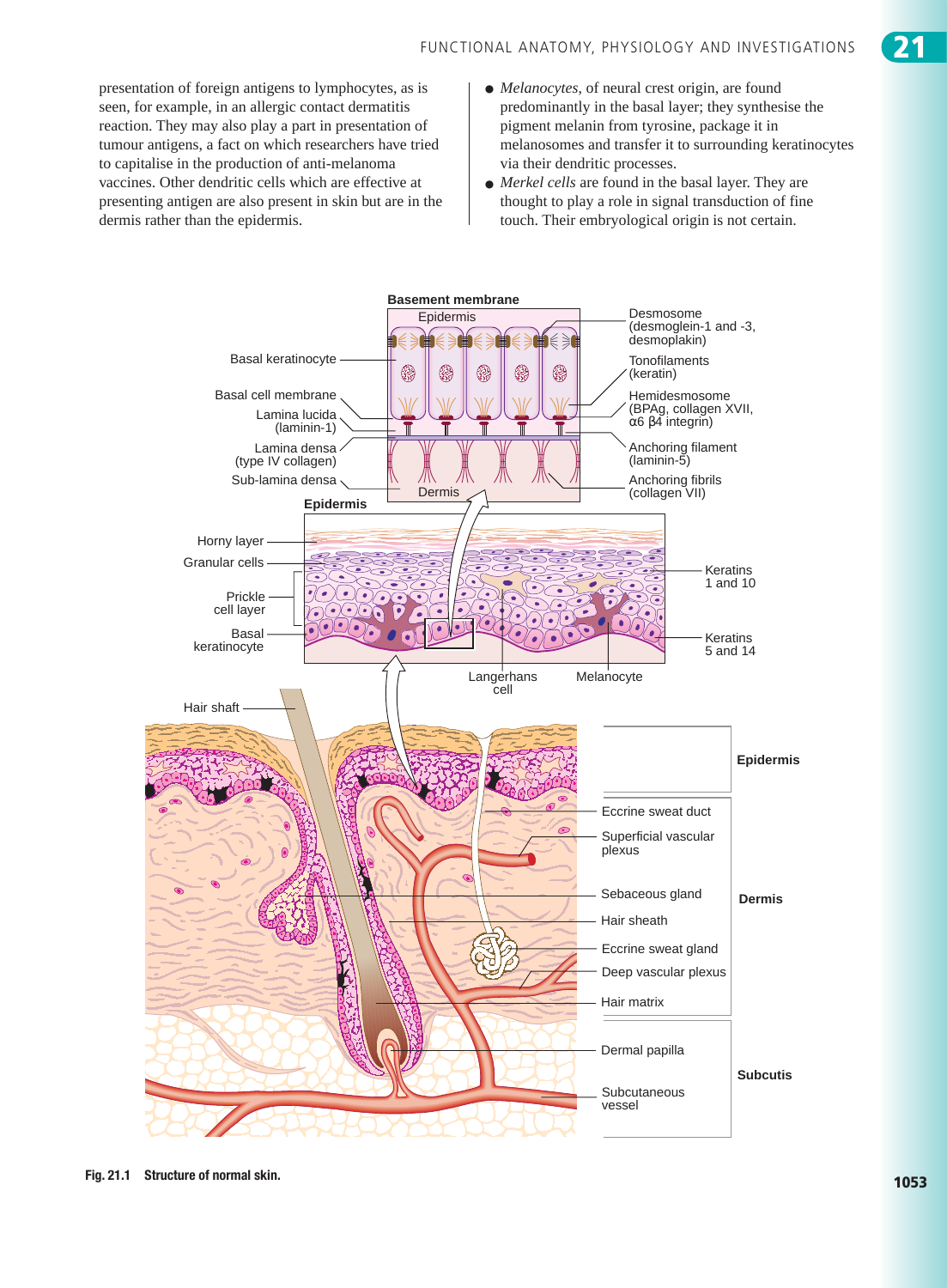presentation of foreign antigens to lymphocytes, as is seen, for example, in an allergic contact dermatitis reaction. They may also play a part in presentation of tumour antigens, a fact on which researchers have tried to capitalise in the production of anti-melanoma vaccines. Other dendritic cells which are effective at presenting antigen are also present in skin but are in the dermis rather than the epidermis.

- *Melanocytes*, of neural crest origin, are found predominantly in the basal layer; they synthesise the pigment melanin from tyrosine, package it in melanosomes and transfer it to surrounding keratinocytes via their dendritic processes.
- *Merkel cells* are found in the basal layer. They are thought to play a role in signal transduction of fine touch. Their embryological origin is not certain.

**Fig. 21.1 Structure of normal skin.**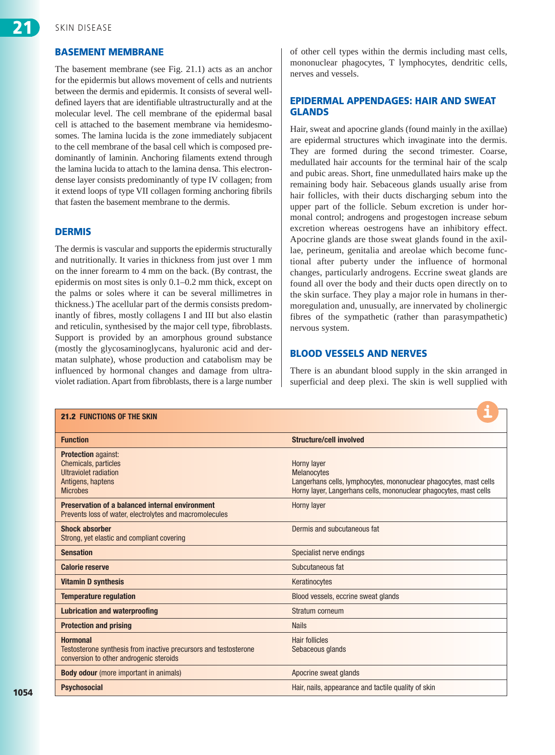## BASEMENT MEMBRANE

The basement membrane (see Fig. 21.1) acts as an anchor for the epidermis but allows movement of cells and nutrients between the dermis and epidermis. It consists of several well-defined layers that are identifiable ultrastructurally and at the molecular level. The cell membrane of the epidermal basal cell is attached to the basement membrane via hemidesmosomes. The lamina lucida is the zone immediately subjacent to the cell membrane of the basal cell which is composed predominantly of laminin. Anchoring filaments extend through the lamina lucida to attach to the lamina densa. This electron-dense layer consists predominantly of type IV collagen; from it extend loops of type VII collagen forming anchoring fibrils that fasten the basement membrane to the dermis.

## DERMIS

The dermis is vascular and supports the epidermis structurally and nutritionally. It varies in thickness from just over 1 mm on the inner forearm to 4 mm on the back. (By contrast, the epidermis on most sites is only 0.1–0.2 mm thick, except on the palms or soles where it can be several millimetres in thickness.) The acellular part of the dermis consists predominantly of fibres, mostly collagens I and III but also elastin and reticulin, synthesised by the major cell type, fibroblasts. Support is provided by an amorphous ground substance (mostly the glycosaminoglycans, hyaluronic acid and dermatan sulphate), whose production and catabolism may be influenced by hormonal changes and damage from ultraviolet radiation. Apart from fibroblasts, there is a large number of other cell types within the dermis including mast cells, mononuclear phagocytes, T lymphocytes, dendritic cells, nerves and vessels.

## EPIDERMAL APPENDAGES: HAIR AND SWEAT GLANDS

Hair, sweat and apocrine glands (found mainly in the axillae) are epidermal structures which invaginate into the dermis. They are formed during the second trimester. Coarse, medullated hair accounts for the terminal hair of the scalp and pubic areas. Short, fine unmedullated hairs make up the remaining body hair. Sebaceous glands usually arise from hair follicles, with their ducts discharging sebum into the upper part of the follicle. Sebum excretion is under hormonal control; androgens and progestogen increase sebum excretion whereas oestrogens have an inhibitory effect. Apocrine glands are those sweat glands found in the axillae, perineum, genitalia and areolae which become functional after puberty under the influence of hormonal changes, particularly androgens. Eccrine sweat glands are found all over the body and their ducts open directly on to the skin surface. They play a major role in humans in thermoregulation and, unusually, are innervated by cholinergic fibres of the sympathetic (rather than parasympathetic) nervous system.

## BLOOD VESSELS AND NERVES

There is an abundant blood supply in the skin arranged in superficial and deep plexi. The skin is well supplied with

**21.2 FUNCTIONS OF THE SKIN**

| Function | Structure/cell involved |
|---|---|
| **Protection** against:<br>Chemicals, particles<br>Ultraviolet radiation<br>Antigens, haptens<br>Microbes | <br>Horny layer<br>Melanocytes<br>Langerhans cells, lymphocytes, mononuclear phagocytes, mast cells<br>Horny layer, Langerhans cells, mononuclear phagocytes, mast cells |
| **Preservation of a balanced internal environment**<br>Prevents loss of water, electrolytes and macromolecules | Horny layer |
| **Shock absorber**<br>Strong, yet elastic and compliant covering | Dermis and subcutaneous fat |
| **Sensation** | Specialist nerve endings |
| **Calorie reserve** | Subcutaneous fat |
| **Vitamin D synthesis** | Keratinocytes |
| **Temperature regulation** | Blood vessels, eccrine sweat glands |
| **Lubrication and waterproofing** | Stratum corneum |
| **Protection and prising** | Nails |
| **Hormonal**<br>Testosterone synthesis from inactive precursors and testosterone conversion to other androgenic steroids | Hair follicles<br>Sebaceous glands |
| **Body odour** (more important in animals) | Apocrine sweat glands |
| **Psychosocial** | Hair, nails, appearance and tactile quality of skin |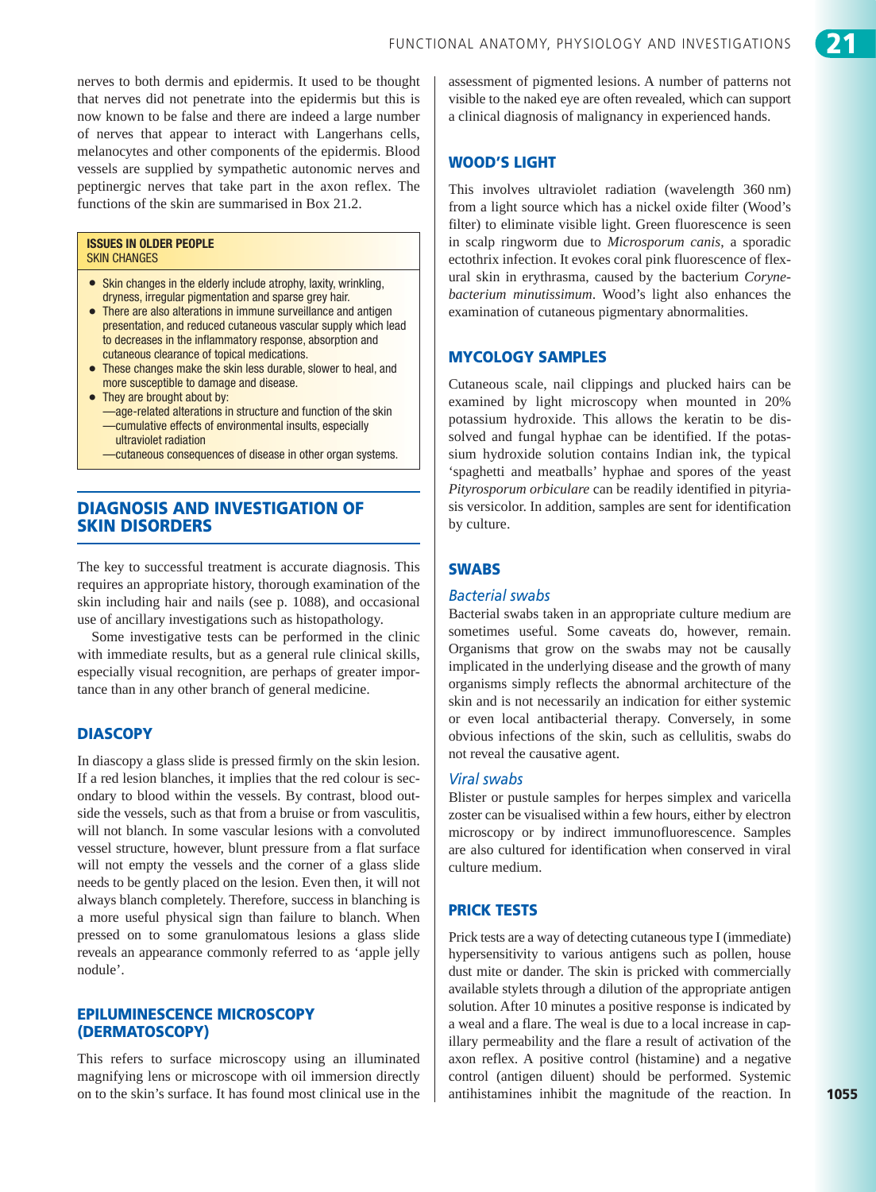nerves to both dermis and epidermis. It used to be thought that nerves did not penetrate into the epidermis but this is now known to be false and there are indeed a large number of nerves that appear to interact with Langerhans cells, melanocytes and other components of the epidermis. Blood vessels are supplied by sympathetic autonomic nerves and peptinergic nerves that take part in the axon reflex. The functions of the skin are summarised in Box 21.2.

**ISSUES IN OLDER PEOPLE**
SKIN CHANGES

- Skin changes in the elderly include atrophy, laxity, wrinkling, dryness, irregular pigmentation and sparse grey hair.
- There are also alterations in immune surveillance and antigen presentation, and reduced cutaneous vascular supply which lead to decreases in the inflammatory response, absorption and cutaneous clearance of topical medications.
- These changes make the skin less durable, slower to heal, and more susceptible to damage and disease.
- They are brought about by:
  —age-related alterations in structure and function of the skin
  —cumulative effects of environmental insults, especially ultraviolet radiation
  —cutaneous consequences of disease in other organ systems.

## DIAGNOSIS AND INVESTIGATION OF SKIN DISORDERS

The key to successful treatment is accurate diagnosis. This requires an appropriate history, thorough examination of the skin including hair and nails (see p. 1088), and occasional use of ancillary investigations such as histopathology.

Some investigative tests can be performed in the clinic with immediate results, but as a general rule clinical skills, especially visual recognition, are perhaps of greater importance than in any other branch of general medicine.

### DIASCOPY

In diascopy a glass slide is pressed firmly on the skin lesion. If a red lesion blanches, it implies that the red colour is secondary to blood within the vessels. By contrast, blood outside the vessels, such as that from a bruise or from vasculitis, will not blanch. In some vascular lesions with a convoluted vessel structure, however, blunt pressure from a flat surface will not empty the vessels and the corner of a glass slide needs to be gently placed on the lesion. Even then, it will not always blanch completely. Therefore, success in blanching is a more useful physical sign than failure to blanch. When pressed on to some granulomatous lesions a glass slide reveals an appearance commonly referred to as 'apple jelly nodule'.

### EPILUMINESCENCE MICROSCOPY (DERMATOSCOPY)

This refers to surface microscopy using an illuminated magnifying lens or microscope with oil immersion directly on to the skin's surface. It has found most clinical use in the assessment of pigmented lesions. A number of patterns not visible to the naked eye are often revealed, which can support a clinical diagnosis of malignancy in experienced hands.

### WOOD'S LIGHT

This involves ultraviolet radiation (wavelength 360 nm) from a light source which has a nickel oxide filter (Wood's filter) to eliminate visible light. Green fluorescence is seen in scalp ringworm due to *Microsporum canis*, a sporadic ectothrix infection. It evokes coral pink fluorescence of flexural skin in erythrasma, caused by the bacterium *Corynebacterium minutissimum*. Wood's light also enhances the examination of cutaneous pigmentary abnormalities.

### MYCOLOGY SAMPLES

Cutaneous scale, nail clippings and plucked hairs can be examined by light microscopy when mounted in 20% potassium hydroxide. This allows the keratin to be dissolved and fungal hyphae can be identified. If the potassium hydroxide solution contains Indian ink, the typical 'spaghetti and meatballs' hyphae and spores of the yeast *Pityrosporum orbiculare* can be readily identified in pityriasis versicolor. In addition, samples are sent for identification by culture.

### SWABS

#### *Bacterial swabs*

Bacterial swabs taken in an appropriate culture medium are sometimes useful. Some caveats do, however, remain. Organisms that grow on the swabs may not be causally implicated in the underlying disease and the growth of many organisms simply reflects the abnormal architecture of the skin and is not necessarily an indication for either systemic or even local antibacterial therapy. Conversely, in some obvious infections of the skin, such as cellulitis, swabs do not reveal the causative agent.

#### *Viral swabs*

Blister or pustule samples for herpes simplex and varicella zoster can be visualised within a few hours, either by electron microscopy or by indirect immunofluorescence. Samples are also cultured for identification when conserved in viral culture medium.

### PRICK TESTS

Prick tests are a way of detecting cutaneous type I (immediate) hypersensitivity to various antigens such as pollen, house dust mite or dander. The skin is pricked with commercially available stylets through a dilution of the appropriate antigen solution. After 10 minutes a positive response is indicated by a weal and a flare. The weal is due to a local increase in capillary permeability and the flare a result of activation of the axon reflex. A positive control (histamine) and a negative control (antigen diluent) should be performed. Systemic antihistamines inhibit the magnitude of the reaction. In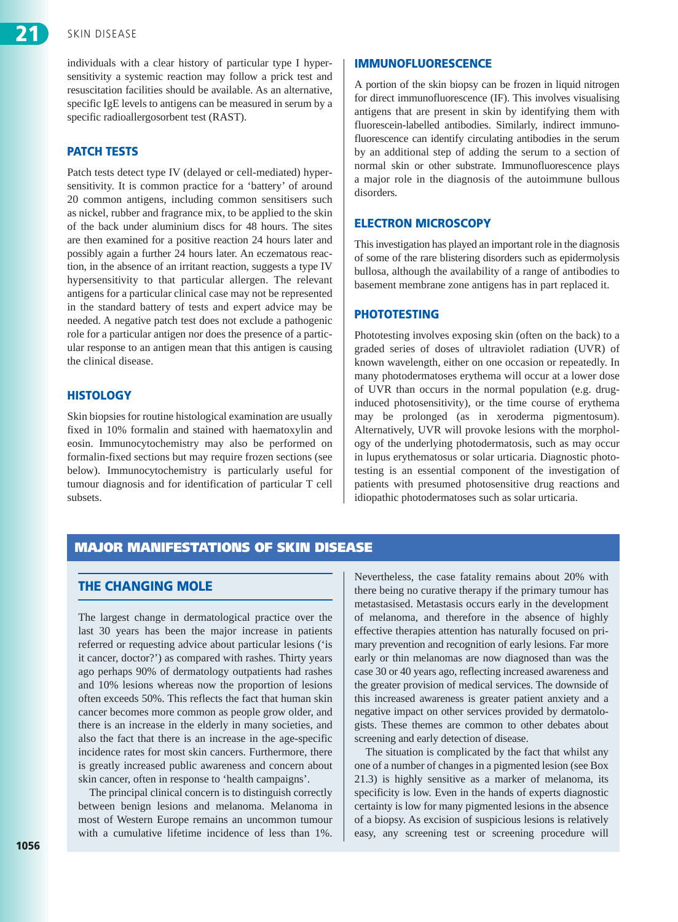individuals with a clear history of particular type I hypersensitivity a systemic reaction may follow a prick test and resuscitation facilities should be available. As an alternative, specific IgE levels to antigens can be measured in serum by a specific radioallergosorbent test (RAST).

### PATCH TESTS

Patch tests detect type IV (delayed or cell-mediated) hypersensitivity. It is common practice for a 'battery' of around 20 common antigens, including common sensitisers such as nickel, rubber and fragrance mix, to be applied to the skin of the back under aluminium discs for 48 hours. The sites are then examined for a positive reaction 24 hours later and possibly again a further 24 hours later. An eczematous reaction, in the absence of an irritant reaction, suggests a type IV hypersensitivity to that particular allergen. The relevant antigens for a particular clinical case may not be represented in the standard battery of tests and expert advice may be needed. A negative patch test does not exclude a pathogenic role for a particular antigen nor does the presence of a particular response to an antigen mean that this antigen is causing the clinical disease.

### HISTOLOGY

Skin biopsies for routine histological examination are usually fixed in 10% formalin and stained with haematoxylin and eosin. Immunocytochemistry may also be performed on formalin-fixed sections but may require frozen sections (see below). Immunocytochemistry is particularly useful for tumour diagnosis and for identification of particular T cell subsets.

### IMMUNOFLUORESCENCE

A portion of the skin biopsy can be frozen in liquid nitrogen for direct immunofluorescence (IF). This involves visualising antigens that are present in skin by identifying them with fluorescein-labelled antibodies. Similarly, indirect immunofluorescence can identify circulating antibodies in the serum by an additional step of adding the serum to a section of normal skin or other substrate. Immunofluorescence plays a major role in the diagnosis of the autoimmune bullous disorders.

### ELECTRON MICROSCOPY

This investigation has played an important role in the diagnosis of some of the rare blistering disorders such as epidermolysis bullosa, although the availability of a range of antibodies to basement membrane zone antigens has in part replaced it.

### PHOTOTESTING

Phototesting involves exposing skin (often on the back) to a graded series of doses of ultraviolet radiation (UVR) of known wavelength, either on one occasion or repeatedly. In many photodermatoses erythema will occur at a lower dose of UVR than occurs in the normal population (e.g. drug-induced photosensitivity), or the time course of erythema may be prolonged (as in xeroderma pigmentosum). Alternatively, UVR will provoke lesions with the morphology of the underlying photodermatosis, such as may occur in lupus erythematosus or solar urticaria. Diagnostic phototesting is an essential component of the investigation of patients with presumed photosensitive drug reactions and idiopathic photodermatoses such as solar urticaria.

## MAJOR MANIFESTATIONS OF SKIN DISEASE

### THE CHANGING MOLE

The largest change in dermatological practice over the last 30 years has been the major increase in patients referred or requesting advice about particular lesions ('is it cancer, doctor?') as compared with rashes. Thirty years ago perhaps 90% of dermatology outpatients had rashes and 10% lesions whereas now the proportion of lesions often exceeds 50%. This reflects the fact that human skin cancer becomes more common as people grow older, and there is an increase in the elderly in many societies, and also the fact that there is an increase in the age-specific incidence rates for most skin cancers. Furthermore, there is greatly increased public awareness and concern about skin cancer, often in response to 'health campaigns'.

The principal clinical concern is to distinguish correctly between benign lesions and melanoma. Melanoma in most of Western Europe remains an uncommon tumour with a cumulative lifetime incidence of less than 1%. Nevertheless, the case fatality remains about 20% with there being no curative therapy if the primary tumour has metastasised. Metastasis occurs early in the development of melanoma, and therefore in the absence of highly effective therapies attention has naturally focused on primary prevention and recognition of early lesions. Far more early or thin melanomas are now diagnosed than was the case 30 or 40 years ago, reflecting increased awareness and the greater provision of medical services. The downside of this increased awareness is greater patient anxiety and a negative impact on other services provided by dermatologists. These themes are common to other debates about screening and early detection of disease.

The situation is complicated by the fact that whilst any one of a number of changes in a pigmented lesion (see Box 21.3) is highly sensitive as a marker of melanoma, its specificity is low. Even in the hands of experts diagnostic certainty is low for many pigmented lesions in the absence of a biopsy. As excision of suspicious lesions is relatively easy, any screening test or screening procedure will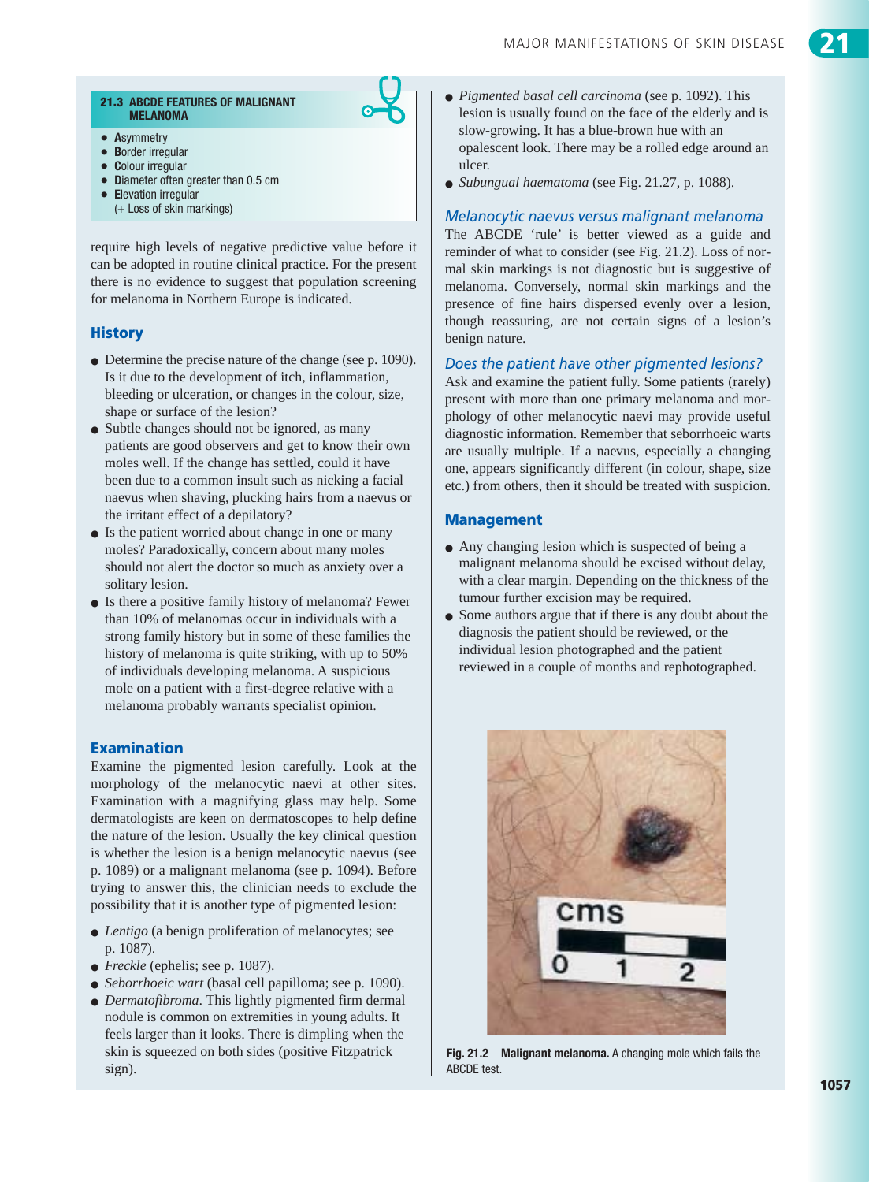**21.3 ABCDE FEATURES OF MALIGNANT MELANOMA**

- **A**symmetry
- **B**order irregular
- **C**olour irregular
- **D**iameter often greater than 0.5 cm
- **E**levation irregular
  (+ Loss of skin markings)

require high levels of negative predictive value before it can be adopted in routine clinical practice. For the present there is no evidence to suggest that population screening for melanoma in Northern Europe is indicated.

## History

- Determine the precise nature of the change (see p. 1090). Is it due to the development of itch, inflammation, bleeding or ulceration, or changes in the colour, size, shape or surface of the lesion?
- Subtle changes should not be ignored, as many patients are good observers and get to know their own moles well. If the change has settled, could it have been due to a common insult such as nicking a facial naevus when shaving, plucking hairs from a naevus or the irritant effect of a depilatory?
- Is the patient worried about change in one or many moles? Paradoxically, concern about many moles should not alert the doctor so much as anxiety over a solitary lesion.
- Is there a positive family history of melanoma? Fewer than 10% of melanomas occur in individuals with a strong family history but in some of these families the history of melanoma is quite striking, with up to 50% of individuals developing melanoma. A suspicious mole on a patient with a first-degree relative with a melanoma probably warrants specialist opinion.

## Examination

Examine the pigmented lesion carefully. Look at the morphology of the melanocytic naevi at other sites. Examination with a magnifying glass may help. Some dermatologists are keen on dermatoscopes to help define the nature of the lesion. Usually the key clinical question is whether the lesion is a benign melanocytic naevus (see p. 1089) or a malignant melanoma (see p. 1094). Before trying to answer this, the clinician needs to exclude the possibility that it is another type of pigmented lesion:

- *Lentigo* (a benign proliferation of melanocytes; see p. 1087).
- *Freckle* (ephelis; see p. 1087).
- *Seborrhoeic wart* (basal cell papilloma; see p. 1090).
- *Dermatofibroma*. This lightly pigmented firm dermal nodule is common on extremities in young adults. It feels larger than it looks. There is dimpling when the skin is squeezed on both sides (positive Fitzpatrick sign).
- *Pigmented basal cell carcinoma* (see p. 1092). This lesion is usually found on the face of the elderly and is slow-growing. It has a blue-brown hue with an opalescent look. There may be a rolled edge around an ulcer.
- *Subungual haematoma* (see Fig. 21.27, p. 1088).

### *Melanocytic naevus versus malignant melanoma*

The ABCDE 'rule' is better viewed as a guide and reminder of what to consider (see Fig. 21.2). Loss of normal skin markings is not diagnostic but is suggestive of melanoma. Conversely, normal skin markings and the presence of fine hairs dispersed evenly over a lesion, though reassuring, are not certain signs of a lesion's benign nature.

### *Does the patient have other pigmented lesions?*

Ask and examine the patient fully. Some patients (rarely) present with more than one primary melanoma and morphology of other melanocytic naevi may provide useful diagnostic information. Remember that seborrhoeic warts are usually multiple. If a naevus, especially a changing one, appears significantly different (in colour, shape, size etc.) from others, then it should be treated with suspicion.

## Management

- Any changing lesion which is suspected of being a malignant melanoma should be excised without delay, with a clear margin. Depending on the thickness of the tumour further excision may be required.
- Some authors argue that if there is any doubt about the diagnosis the patient should be reviewed, or the individual lesion photographed and the patient reviewed in a couple of months and rephotographed.

**Fig. 21.2 Malignant melanoma.** A changing mole which fails the ABCDE test.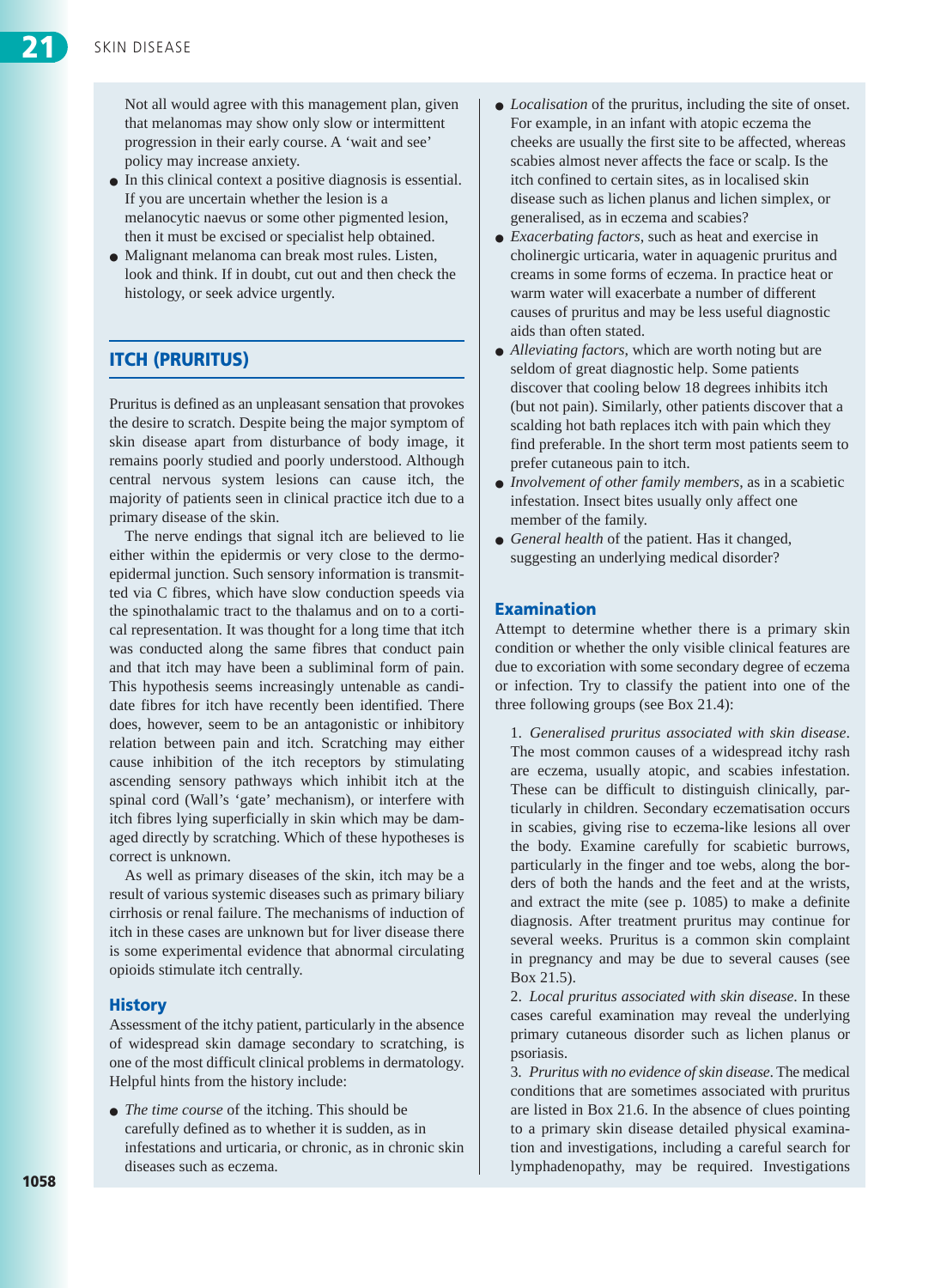Not all would agree with this management plan, given that melanomas may show only slow or intermittent progression in their early course. A 'wait and see' policy may increase anxiety.

- In this clinical context a positive diagnosis is essential. If you are uncertain whether the lesion is a melanocytic naevus or some other pigmented lesion, then it must be excised or specialist help obtained.
- Malignant melanoma can break most rules. Listen, look and think. If in doubt, cut out and then check the histology, or seek advice urgently.

## ITCH (PRURITUS)

Pruritus is defined as an unpleasant sensation that provokes the desire to scratch. Despite being the major symptom of skin disease apart from disturbance of body image, it remains poorly studied and poorly understood. Although central nervous system lesions can cause itch, the majority of patients seen in clinical practice itch due to a primary disease of the skin.

The nerve endings that signal itch are believed to lie either within the epidermis or very close to the dermo-epidermal junction. Such sensory information is transmitted via C fibres, which have slow conduction speeds via the spinothalamic tract to the thalamus and on to a cortical representation. It was thought for a long time that itch was conducted along the same fibres that conduct pain and that itch may have been a subliminal form of pain. This hypothesis seems increasingly untenable as candidate fibres for itch have recently been identified. There does, however, seem to be an antagonistic or inhibitory relation between pain and itch. Scratching may either cause inhibition of the itch receptors by stimulating ascending sensory pathways which inhibit itch at the spinal cord (Wall's 'gate' mechanism), or interfere with itch fibres lying superficially in skin which may be damaged directly by scratching. Which of these hypotheses is correct is unknown.

As well as primary diseases of the skin, itch may be a result of various systemic diseases such as primary biliary cirrhosis or renal failure. The mechanisms of induction of itch in these cases are unknown but for liver disease there is some experimental evidence that abnormal circulating opioids stimulate itch centrally.

### History

Assessment of the itchy patient, particularly in the absence of widespread skin damage secondary to scratching, is one of the most difficult clinical problems in dermatology. Helpful hints from the history include:

- *The time course* of the itching. This should be carefully defined as to whether it is sudden, as in infestations and urticaria, or chronic, as in chronic skin diseases such as eczema.
- *Localisation* of the pruritus, including the site of onset. For example, in an infant with atopic eczema the cheeks are usually the first site to be affected, whereas scabies almost never affects the face or scalp. Is the itch confined to certain sites, as in localised skin disease such as lichen planus and lichen simplex, or generalised, as in eczema and scabies?
- *Exacerbating factors*, such as heat and exercise in cholinergic urticaria, water in aquagenic pruritus and creams in some forms of eczema. In practice heat or warm water will exacerbate a number of different causes of pruritus and may be less useful diagnostic aids than often stated.
- *Alleviating factors*, which are worth noting but are seldom of great diagnostic help. Some patients discover that cooling below 18 degrees inhibits itch (but not pain). Similarly, other patients discover that a scalding hot bath replaces itch with pain which they find preferable. In the short term most patients seem to prefer cutaneous pain to itch.
- *Involvement of other family members*, as in a scabietic infestation. Insect bites usually only affect one member of the family.
- *General health* of the patient. Has it changed, suggesting an underlying medical disorder?

### Examination

Attempt to determine whether there is a primary skin condition or whether the only visible clinical features are due to excoriation with some secondary degree of eczema or infection. Try to classify the patient into one of the three following groups (see Box 21.4):

1. *Generalised pruritus associated with skin disease*. The most common causes of a widespread itchy rash are eczema, usually atopic, and scabies infestation. These can be difficult to distinguish clinically, particularly in children. Secondary eczematisation occurs in scabies, giving rise to eczema-like lesions all over the body. Examine carefully for scabietic burrows, particularly in the finger and toe webs, along the borders of both the hands and the feet and at the wrists, and extract the mite (see p. 1085) to make a definite diagnosis. After treatment pruritus may continue for several weeks. Pruritus is a common skin complaint in pregnancy and may be due to several causes (see Box 21.5).
2. *Local pruritus associated with skin disease*. In these cases careful examination may reveal the underlying primary cutaneous disorder such as lichen planus or psoriasis.
3. *Pruritus with no evidence of skin disease*. The medical conditions that are sometimes associated with pruritus are listed in Box 21.6. In the absence of clues pointing to a primary skin disease detailed physical examination and investigations, including a careful search for lymphadenopathy, may be required. Investigations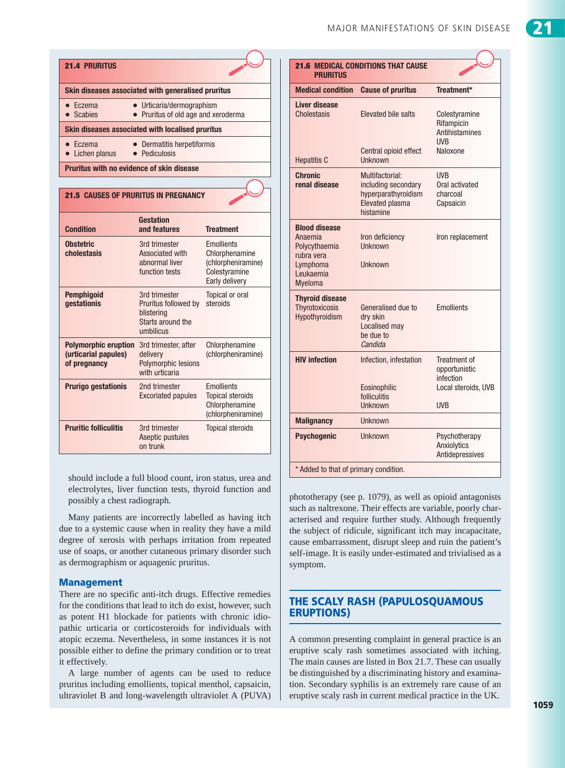**21.4 PRURITUS**

| Skin diseases associated with generalised pruritus | |
|---|---|
| • Eczema | • Urticaria/dermographism |
| • Scabies | • Pruritus of old age and xeroderma |
| **Skin diseases associated with localised pruritus** | |
| • Eczema | • Dermatitis herpetiformis |
| • Lichen planus | • Pediculosis |
| **Pruritus with no evidence of skin disease** | |

**21.5 CAUSES OF PRURITUS IN PREGNANCY**

| Condition | Gestation and features | Treatment |
|---|---|---|
| **Obstetric cholestasis** | 3rd trimester<br>Associated with abnormal liver function tests | Emollients<br>Chlorphenamine (chlorpheniramine)<br>Colestyramine<br>Early delivery |
| **Pemphigoid gestationis** | 3rd trimester<br>Pruritus followed by blistering<br>Starts around the umbilicus | Topical or oral steroids |
| **Polymorphic eruption (urticarial papules) of pregnancy** | 3rd trimester, after delivery<br>Polymorphic lesions with urticaria | Chlorphenamine (chlorpheniramine) |
| **Prurigo gestationis** | 2nd trimester<br>Excoriated papules | Emollients<br>Topical steroids<br>Chlorphenamine (chlorpheniramine) |
| **Pruritic folliculitis** | 3rd trimester<br>Aseptic pustules on trunk | Topical steroids |

should include a full blood count, iron status, urea and electrolytes, liver function tests, thyroid function and possibly a chest radiograph.

Many patients are incorrectly labelled as having itch due to a systemic cause when in reality they have a mild degree of xerosis with perhaps irritation from repeated use of soaps, or another cutaneous primary disorder such as dermographism or aquagenic pruritus.

### Management

There are no specific anti-itch drugs. Effective remedies for the conditions that lead to itch do exist, however, such as potent H1 blockade for patients with chronic idiopathic urticaria or corticosteroids for individuals with atopic eczema. Nevertheless, in some instances it is not possible either to define the primary condition or to treat it effectively.

A large number of agents can be used to reduce pruritus including emollients, topical menthol, capsaicin, ultraviolet B and long-wavelength ultraviolet A (PUVA) phototherapy (see p. 1079), as well as opioid antagonists such as naltrexone. Their effects are variable, poorly characterised and require further study. Although frequently the subject of ridicule, significant itch may incapacitate, cause embarrassment, disrupt sleep and ruin the patient's self-image. It is easily under-estimated and trivialised as a symptom.

**21.6 MEDICAL CONDITIONS THAT CAUSE PRURITUS**

| Medical condition | Cause of pruritus | Treatment* |
|---|---|---|
| **Liver disease** | | |
| Cholestasis | Elevated bile salts | Colestyramine<br>Rifampicin<br>Antihistamines<br>UVB |
| | Central opioid effect | Naloxone |
| Hepatitis C | Unknown | |
| **Chronic renal disease** | Multifactorial: including secondary hyperparathyroidism<br>Elevated plasma histamine | UVB<br>Oral activated charcoal<br>Capsaicin |
| **Blood disease** | | |
| Anaemia | Iron deficiency | Iron replacement |
| Polycythaemia rubra vera | Unknown | |
| Lymphoma<br>Leukaemia<br>Myeloma | Unknown | |
| **Thyroid disease** | | |
| Thyrotoxicosis<br>Hypothyroidism | Generalised due to dry skin<br>Localised may be due to *Candida* | Emollients |
| **HIV infection** | Infection, infestation | Treatment of opportunistic infection |
| | Eosinophilic folliculitis | Local steroids, UVB |
| | Unknown | UVB |
| **Malignancy** | Unknown | |
| **Psychogenic** | Unknown | Psychotherapy<br>Anxiolytics<br>Antidepressives |

\* Added to that of primary condition.

## THE SCALY RASH (PAPULOSQUAMOUS ERUPTIONS)

A common presenting complaint in general practice is an eruptive scaly rash sometimes associated with itching. The main causes are listed in Box 21.7. These can usually be distinguished by a discriminating history and examination. Secondary syphilis is an extremely rare cause of an eruptive scaly rash in current medical practice in the UK.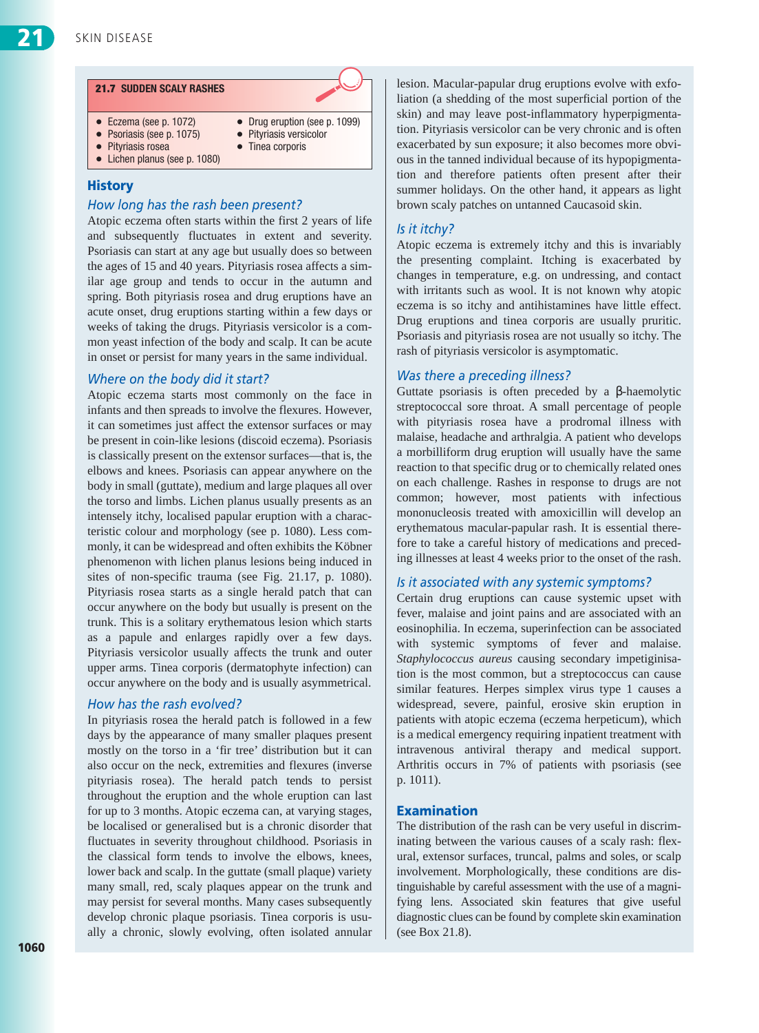**21.7 SUDDEN SCALY RASHES**

- Eczema (see p. 1072)
- Psoriasis (see p. 1075)
- Pityriasis rosea
- Lichen planus (see p. 1080)
- Drug eruption (see p. 1099)
- Pityriasis versicolor
- Tinea corporis

## History

### *How long has the rash been present?*

Atopic eczema often starts within the first 2 years of life and subsequently fluctuates in extent and severity. Psoriasis can start at any age but usually does so between the ages of 15 and 40 years. Pityriasis rosea affects a similar age group and tends to occur in the autumn and spring. Both pityriasis rosea and drug eruptions have an acute onset, drug eruptions starting within a few days or weeks of taking the drugs. Pityriasis versicolor is a common yeast infection of the body and scalp. It can be acute in onset or persist for many years in the same individual.

### *Where on the body did it start?*

Atopic eczema starts most commonly on the face in infants and then spreads to involve the flexures. However, it can sometimes just affect the extensor surfaces or may be present in coin-like lesions (discoid eczema). Psoriasis is classically present on the extensor surfaces—that is, the elbows and knees. Psoriasis can appear anywhere on the body in small (guttate), medium and large plaques all over the torso and limbs. Lichen planus usually presents as an intensely itchy, localised papular eruption with a characteristic colour and morphology (see p. 1080). Less commonly, it can be widespread and often exhibits the Köbner phenomenon with lichen planus lesions being induced in sites of non-specific trauma (see Fig. 21.17, p. 1080). Pityriasis rosea starts as a single herald patch that can occur anywhere on the body but usually is present on the trunk. This is a solitary erythematous lesion which starts as a papule and enlarges rapidly over a few days. Pityriasis versicolor usually affects the trunk and outer upper arms. Tinea corporis (dermatophyte infection) can occur anywhere on the body and is usually asymmetrical.

### *How has the rash evolved?*

In pityriasis rosea the herald patch is followed in a few days by the appearance of many smaller plaques present mostly on the torso in a 'fir tree' distribution but it can also occur on the neck, extremities and flexures (inverse pityriasis rosea). The herald patch tends to persist throughout the eruption and the whole eruption can last for up to 3 months. Atopic eczema can, at varying stages, be localised or generalised but is a chronic disorder that fluctuates in severity throughout childhood. Psoriasis in the classical form tends to involve the elbows, knees, lower back and scalp. In the guttate (small plaque) variety many small, red, scaly plaques appear on the trunk and may persist for several months. Many cases subsequently develop chronic plaque psoriasis. Tinea corporis is usually a chronic, slowly evolving, often isolated annular lesion. Macular-papular drug eruptions evolve with exfoliation (a shedding of the most superficial portion of the skin) and may leave post-inflammatory hyperpigmentation. Pityriasis versicolor can be very chronic and is often exacerbated by sun exposure; it also becomes more obvious in the tanned individual because of its hypopigmentation and therefore patients often present after their summer holidays. On the other hand, it appears as light brown scaly patches on untanned Caucasoid skin.

### *Is it itchy?*

Atopic eczema is extremely itchy and this is invariably the presenting complaint. Itching is exacerbated by changes in temperature, e.g. on undressing, and contact with irritants such as wool. It is not known why atopic eczema is so itchy and antihistamines have little effect. Drug eruptions and tinea corporis are usually pruritic. Psoriasis and pityriasis rosea are not usually so itchy. The rash of pityriasis versicolor is asymptomatic.

### *Was there a preceding illness?*

Guttate psoriasis is often preceded by a β-haemolytic streptococcal sore throat. A small percentage of people with pityriasis rosea have a prodromal illness with malaise, headache and arthralgia. A patient who develops a morbilliform drug eruption will usually have the same reaction to that specific drug or to chemically related ones on each challenge. Rashes in response to drugs are not common; however, most patients with infectious mononucleosis treated with amoxicillin will develop an erythematous macular-papular rash. It is essential therefore to take a careful history of medications and preceding illnesses at least 4 weeks prior to the onset of the rash.

### *Is it associated with any systemic symptoms?*

Certain drug eruptions can cause systemic upset with fever, malaise and joint pains and are associated with an eosinophilia. In eczema, superinfection can be associated with systemic symptoms of fever and malaise. *Staphylococcus aureus* causing secondary impetiginisation is the most common, but a streptococcus can cause similar features. Herpes simplex virus type 1 causes a widespread, severe, painful, erosive skin eruption in patients with atopic eczema (eczema herpeticum), which is a medical emergency requiring inpatient treatment with intravenous antiviral therapy and medical support. Arthritis occurs in 7% of patients with psoriasis (see p. 1011).

## Examination

The distribution of the rash can be very useful in discriminating between the various causes of a scaly rash: flexural, extensor surfaces, truncal, palms and soles, or scalp involvement. Morphologically, these conditions are distinguishable by careful assessment with the use of a magnifying lens. Associated skin features that give useful diagnostic clues can be found by complete skin examination (see Box 21.8).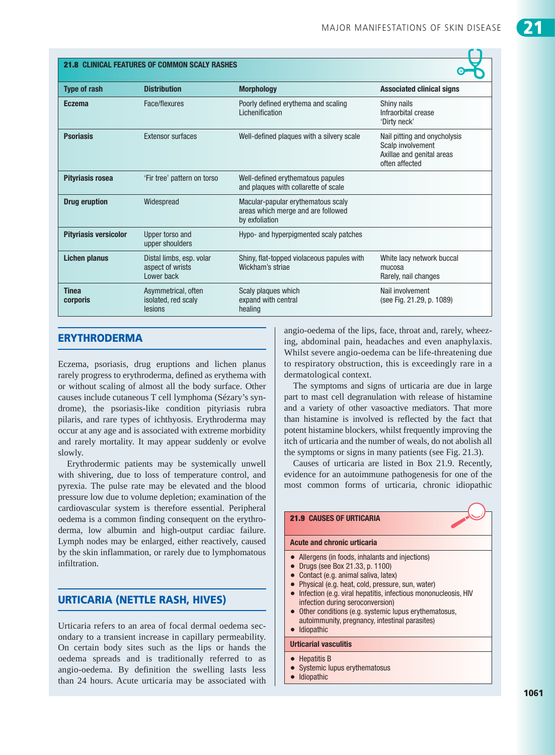**21.8 CLINICAL FEATURES OF COMMON SCALY RASHES**

| Type of rash | Distribution | Morphology | Associated clinical signs |
|---|---|---|---|
| **Eczema** | Face/flexures | Poorly defined erythema and scaling<br>Lichenification | Shiny nails<br>Infraorbital crease<br>'Dirty neck' |
| **Psoriasis** | Extensor surfaces | Well-defined plaques with a silvery scale | Nail pitting and onycholysis<br>Scalp involvement<br>Axillae and genital areas often affected |
| **Pityriasis rosea** | 'Fir tree' pattern on torso | Well-defined erythematous papules and plaques with collarette of scale | |
| **Drug eruption** | Widespread | Macular-papular erythematous scaly areas which merge and are followed by exfoliation | |
| **Pityriasis versicolor** | Upper torso and upper shoulders | Hypo- and hyperpigmented scaly patches | |
| **Lichen planus** | Distal limbs, esp. volar aspect of wrists<br>Lower back | Shiny, flat-topped violaceous papules with Wickham's striae | White lacy network buccal mucosa<br>Rarely, nail changes |
| **Tinea corporis** | Asymmetrical, often isolated, red scaly lesions | Scaly plaques which expand with central healing | Nail involvement<br>(see Fig. 21.29, p. 1089) |

## ERYTHRODERMA

Eczema, psoriasis, drug eruptions and lichen planus rarely progress to erythroderma, defined as erythema with or without scaling of almost all the body surface. Other causes include cutaneous T cell lymphoma (Sézary's syndrome), the psoriasis-like condition pityriasis rubra pilaris, and rare types of ichthyosis. Erythroderma may occur at any age and is associated with extreme morbidity and rarely mortality. It may appear suddenly or evolve slowly.

Erythrodermic patients may be systemically unwell with shivering, due to loss of temperature control, and pyrexia. The pulse rate may be elevated and the blood pressure low due to volume depletion; examination of the cardiovascular system is therefore essential. Peripheral oedema is a common finding consequent on the erythroderma, low albumin and high-output cardiac failure. Lymph nodes may be enlarged, either reactively, caused by the skin inflammation, or rarely due to lymphomatous infiltration.

## URTICARIA (NETTLE RASH, HIVES)

Urticaria refers to an area of focal dermal oedema secondary to a transient increase in capillary permeability. On certain body sites such as the lips or hands the oedema spreads and is traditionally referred to as angio-oedema. By definition the swelling lasts less than 24 hours. Acute urticaria may be associated with angio-oedema of the lips, face, throat and, rarely, wheezing, abdominal pain, headaches and even anaphylaxis. Whilst severe angio-oedema can be life-threatening due to respiratory obstruction, this is exceedingly rare in a dermatological context.

The symptoms and signs of urticaria are due in large part to mast cell degranulation with release of histamine and a variety of other vasoactive mediators. That more than histamine is involved is reflected by the fact that potent histamine blockers, whilst frequently improving the itch of urticaria and the number of weals, do not abolish all the symptoms or signs in many patients (see Fig. 21.3).

Causes of urticaria are listed in Box 21.9. Recently, evidence for an autoimmune pathogenesis for one of the most common forms of urticaria, chronic idiopathic

**21.9 CAUSES OF URTICARIA**

**Acute and chronic urticaria**

- Allergens (in foods, inhalants and injections)
- Drugs (see Box 21.33, p. 1100)
- Contact (e.g. animal saliva, latex)
- Physical (e.g. heat, cold, pressure, sun, water)
- Infection (e.g. viral hepatitis, infectious mononucleosis, HIV infection during seroconversion)
- Other conditions (e.g. systemic lupus erythematosus, autoimmunity, pregnancy, intestinal parasites)
- Idiopathic

**Urticarial vasculitis**

- Hepatitis B
- Systemic lupus erythematosus
- Idiopathic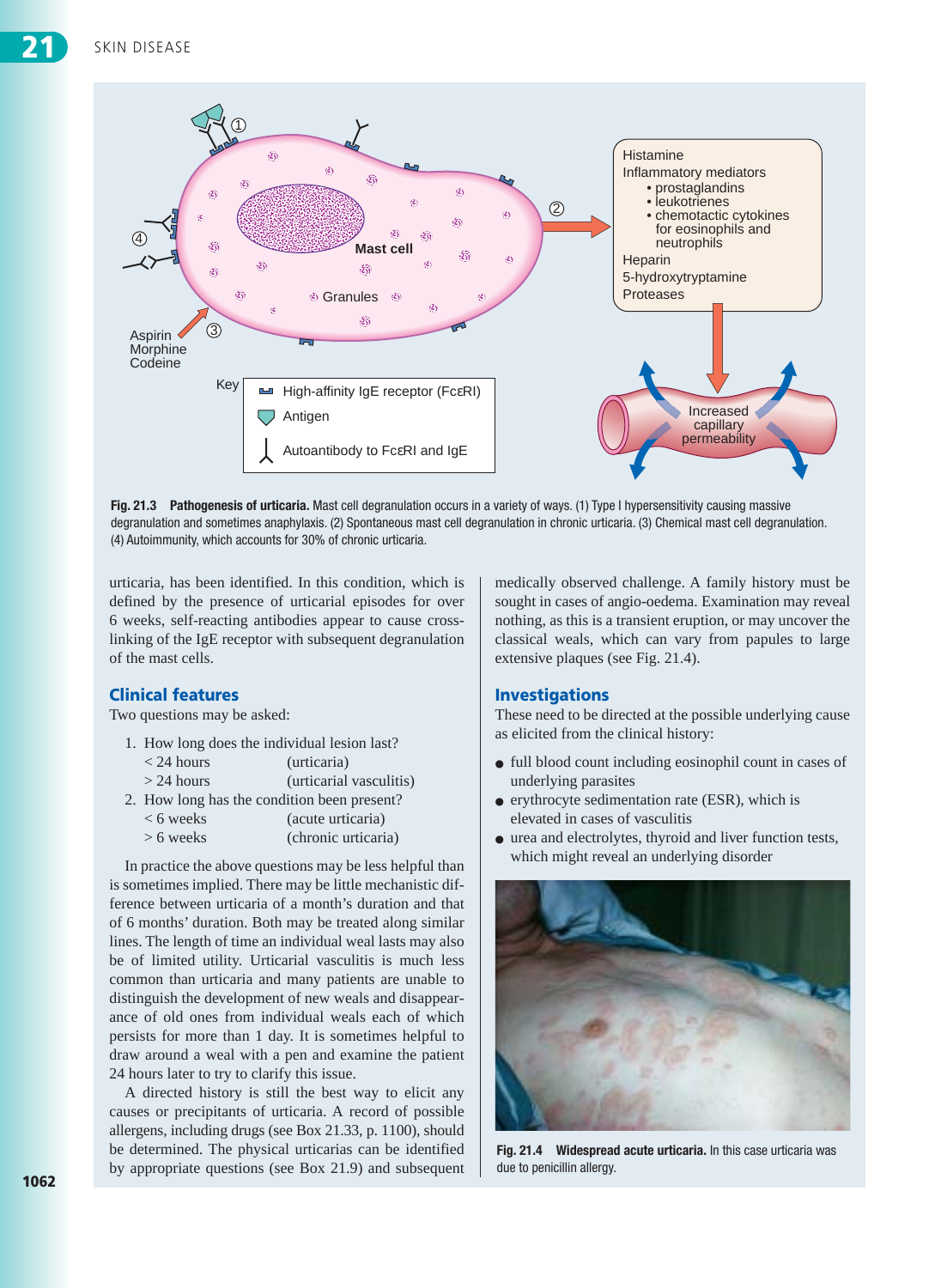Fig. 21.3 **Pathogenesis of urticaria.** Mast cell degranulation occurs in a variety of ways. (1) Type I hypersensitivity causing massive degranulation and sometimes anaphylaxis. (2) Spontaneous mast cell degranulation in chronic urticaria. (3) Chemical mast cell degranulation. (4) Autoimmunity, which accounts for 30% of chronic urticaria.

urticaria, has been identified. In this condition, which is defined by the presence of urticarial episodes for over 6 weeks, self-reacting antibodies appear to cause cross-linking of the IgE receptor with subsequent degranulation of the mast cells.

## Clinical features

Two questions may be asked:

1. How long does the individual lesion last?
   - < 24 hours (urticaria)
   - > 24 hours (urticarial vasculitis)
2. How long has the condition been present?
   - < 6 weeks (acute urticaria)
   - > 6 weeks (chronic urticaria)

In practice the above questions may be less helpful than is sometimes implied. There may be little mechanistic difference between urticaria of a month's duration and that of 6 months' duration. Both may be treated along similar lines. The length of time an individual weal lasts may also be of limited utility. Urticarial vasculitis is much less common than urticaria and many patients are unable to distinguish the development of new weals and disappearance of old ones from individual weals each of which persists for more than 1 day. It is sometimes helpful to draw around a weal with a pen and examine the patient 24 hours later to try to clarify this issue.

A directed history is still the best way to elicit any causes or precipitants of urticaria. A record of possible allergens, including drugs (see Box 21.33, p. 1100), should be determined. The physical urticarias can be identified by appropriate questions (see Box 21.9) and subsequent medically observed challenge. A family history must be sought in cases of angio-oedema. Examination may reveal nothing, as this is a transient eruption, or may uncover the classical weals, which can vary from papules to large extensive plaques (see Fig. 21.4).

## Investigations

These need to be directed at the possible underlying cause as elicited from the clinical history:

- full blood count including eosinophil count in cases of underlying parasites
- erythrocyte sedimentation rate (ESR), which is elevated in cases of vasculitis
- urea and electrolytes, thyroid and liver function tests, which might reveal an underlying disorder

Fig. 21.4 **Widespread acute urticaria.** In this case urticaria was due to penicillin allergy.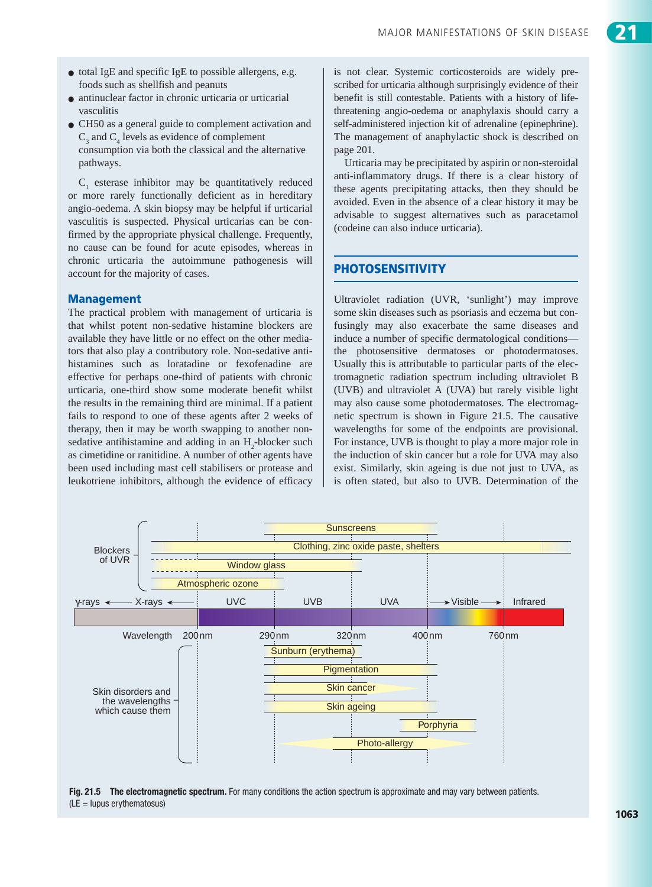- total IgE and specific IgE to possible allergens, e.g. foods such as shellfish and peanuts
- antinuclear factor in chronic urticaria or urticarial vasculitis
- CH50 as a general guide to complement activation and $C_3$ and $C_4$ levels as evidence of complement consumption via both the classical and the alternative pathways.

$C_1$ esterase inhibitor may be quantitatively reduced or more rarely functionally deficient as in hereditary angio-oedema. A skin biopsy may be helpful if urticarial vasculitis is suspected. Physical urticarias can be confirmed by the appropriate physical challenge. Frequently, no cause can be found for acute episodes, whereas in chronic urticaria the autoimmune pathogenesis will account for the majority of cases.

### Management

The practical problem with management of urticaria is that whilst potent non-sedative histamine blockers are available they have little or no effect on the other mediators that also play a contributory role. Non-sedative antihistamines such as loratadine or fexofenadine are effective for perhaps one-third of patients with chronic urticaria, one-third show some moderate benefit whilst the results in the remaining third are minimal. If a patient fails to respond to one of these agents after 2 weeks of therapy, then it may be worth swapping to another non-sedative antihistamine and adding in an $H_2$-blocker such as cimetidine or ranitidine. A number of other agents have been used including mast cell stabilisers or protease and leukotriene inhibitors, although the evidence of efficacy is not clear. Systemic corticosteroids are widely prescribed for urticaria although surprisingly evidence of their benefit is still contestable. Patients with a history of life-threatening angio-oedema or anaphylaxis should carry a self-administered injection kit of adrenaline (epinephrine). The management of anaphylactic shock is described on page 201.

Urticaria may be precipitated by aspirin or non-steroidal anti-inflammatory drugs. If there is a clear history of these agents precipitating attacks, then they should be avoided. Even in the absence of a clear history it may be advisable to suggest alternatives such as paracetamol (codeine can also induce urticaria).

## PHOTOSENSITIVITY

Ultraviolet radiation (UVR, 'sunlight') may improve some skin diseases such as psoriasis and eczema but confusingly may also exacerbate the same diseases and induce a number of specific dermatological conditions—the photosensitive dermatoses or photodermatoses. Usually this is attributable to particular parts of the electromagnetic radiation spectrum including ultraviolet B (UVB) and ultraviolet A (UVA) but rarely visible light may also cause some photodermatoses. The electromagnetic spectrum is shown in Figure 21.5. The causative wavelengths for some of the endpoints are provisional. For instance, UVB is thought to play a more major role in the induction of skin cancer but a role for UVA may also exist. Similarly, skin ageing is due not just to UVA, as is often stated, but also to UVB. Determination of the

| | γ-rays ← X-rays | UVC (200–290 nm) | UVB (290–320 nm) | UVA (320–400 nm) | Visible (400–760 nm) | Infrared (>760 nm) |
|---|---|---|---|---|---|---|
| **Blockers of UVR** | | | | | | |
| Sunscreens | | | ✓ | ✓ | | |
| Clothing, zinc oxide paste, shelters | ✓ | ✓ | ✓ | ✓ | ✓ | ✓ |
| Window glass | ✓ | ✓ | ✓ | | | |
| Atmospheric ozone | ✓ | ✓ | | | | |
| **Skin disorders and the wavelengths which cause them** | | | | | | |
| Sunburn (erythema) | | | ✓ | | | |
| Pigmentation | | | ✓ | ✓ | | |
| Skin cancer | | | ✓ | ✓ | | |
| Skin ageing | | | ✓ | ✓ | | |
| Porphyria | | | | ✓ | ✓ | |
| Photo-allergy | | | ✓ | ✓ | ✓ | |

**Fig. 21.5 The electromagnetic spectrum.** For many conditions the action spectrum is approximate and may vary between patients. (LE = lupus erythematosus)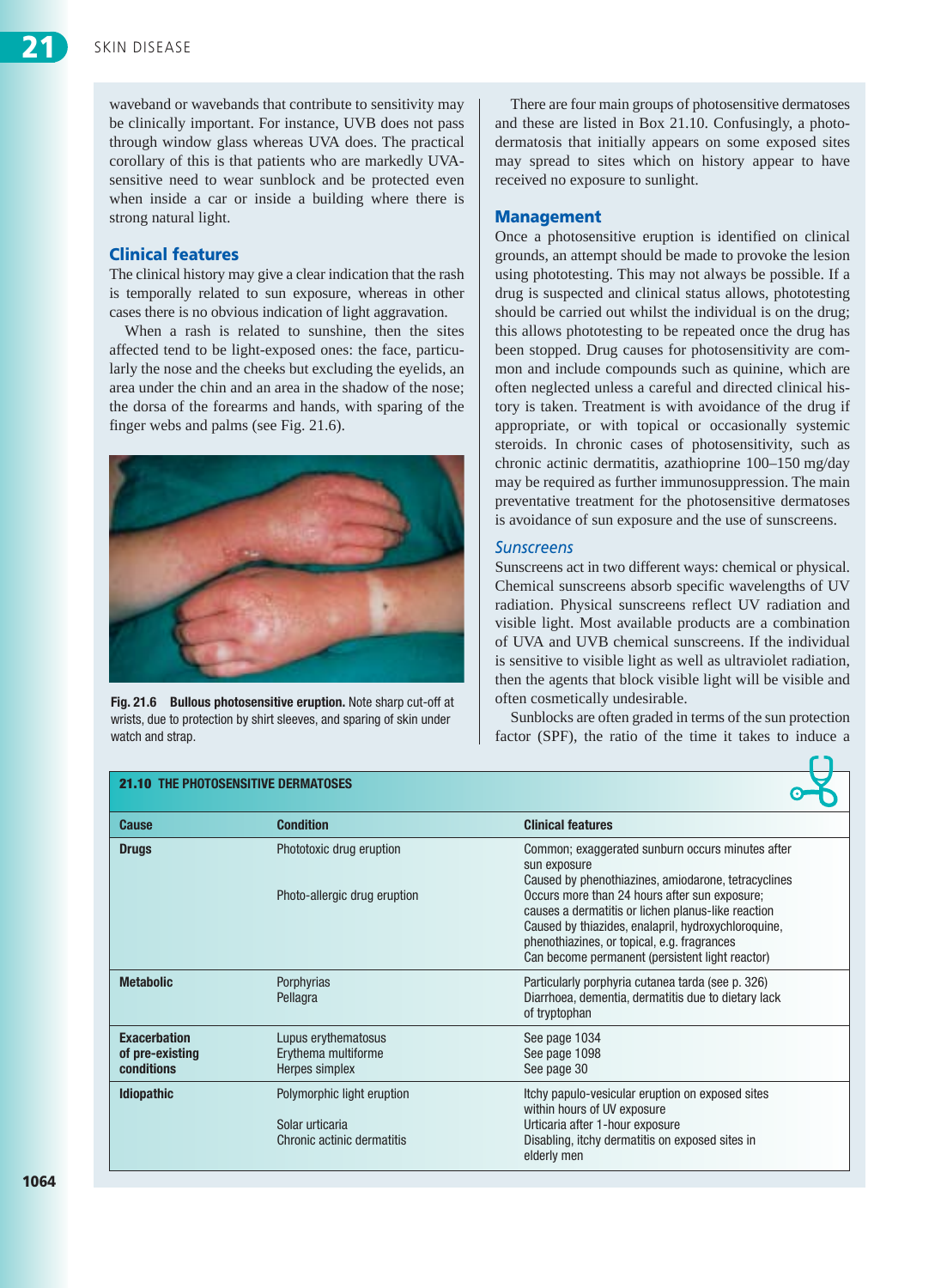waveband or wavebands that contribute to sensitivity may be clinically important. For instance, UVB does not pass through window glass whereas UVA does. The practical corollary of this is that patients who are markedly UVA-sensitive need to wear sunblock and be protected even when inside a car or inside a building where there is strong natural light.

### Clinical features

The clinical history may give a clear indication that the rash is temporally related to sun exposure, whereas in other cases there is no obvious indication of light aggravation.

When a rash is related to sunshine, then the sites affected tend to be light-exposed ones: the face, particularly the nose and the cheeks but excluding the eyelids, an area under the chin and an area in the shadow of the nose; the dorsa of the forearms and hands, with sparing of the finger webs and palms (see Fig. 21.6).

**Fig. 21.6 Bullous photosensitive eruption.** Note sharp cut-off at wrists, due to protection by shirt sleeves, and sparing of skin under watch and strap.

There are four main groups of photosensitive dermatoses and these are listed in Box 21.10. Confusingly, a photodermatosis that initially appears on some exposed sites may spread to sites which on history appear to have received no exposure to sunlight.

### Management

Once a photosensitive eruption is identified on clinical grounds, an attempt should be made to provoke the lesion using phototesting. This may not always be possible. If a drug is suspected and clinical status allows, phototesting should be carried out whilst the individual is on the drug; this allows phototesting to be repeated once the drug has been stopped. Drug causes for photosensitivity are common and include compounds such as quinine, which are often neglected unless a careful and directed clinical history is taken. Treatment is with avoidance of the drug if appropriate, or with topical or occasionally systemic steroids. In chronic cases of photosensitivity, such as chronic actinic dermatitis, azathioprine 100–150 mg/day may be required as further immunosuppression. The main preventative treatment for the photosensitive dermatoses is avoidance of sun exposure and the use of sunscreens.

#### *Sunscreens*

Sunscreens act in two different ways: chemical or physical. Chemical sunscreens absorb specific wavelengths of UV radiation. Physical sunscreens reflect UV radiation and visible light. Most available products are a combination of UVA and UVB chemical sunscreens. If the individual is sensitive to visible light as well as ultraviolet radiation, then the agents that block visible light will be visible and often cosmetically undesirable.

Sunblocks are often graded in terms of the sun protection factor (SPF), the ratio of the time it takes to induce a

**21.10 THE PHOTOSENSITIVE DERMATOSES**

| Cause | Condition | Clinical features |
|---|---|---|
| **Drugs** | Phototoxic drug eruption | Common; exaggerated sunburn occurs minutes after sun exposure<br>Caused by phenothiazines, amiodarone, tetracyclines |
| | Photo-allergic drug eruption | Occurs more than 24 hours after sun exposure; causes a dermatitis or lichen planus-like reaction<br>Caused by thiazides, enalapril, hydroxychloroquine, phenothiazines, or topical, e.g. fragrances<br>Can become permanent (persistent light reactor) |
| **Metabolic** | Porphyrias | Particularly porphyria cutanea tarda (see p. 326) |
| | Pellagra | Diarrhoea, dementia, dermatitis due to dietary lack of tryptophan |
| **Exacerbation of pre-existing conditions** | Lupus erythematosus | See page 1034 |
| | Erythema multiforme | See page 1098 |
| | Herpes simplex | See page 30 |
| **Idiopathic** | Polymorphic light eruption | Itchy papulo-vesicular eruption on exposed sites within hours of UV exposure |
| | Solar urticaria | Urticaria after 1-hour exposure |
| | Chronic actinic dermatitis | Disabling, itchy dermatitis on exposed sites in elderly men |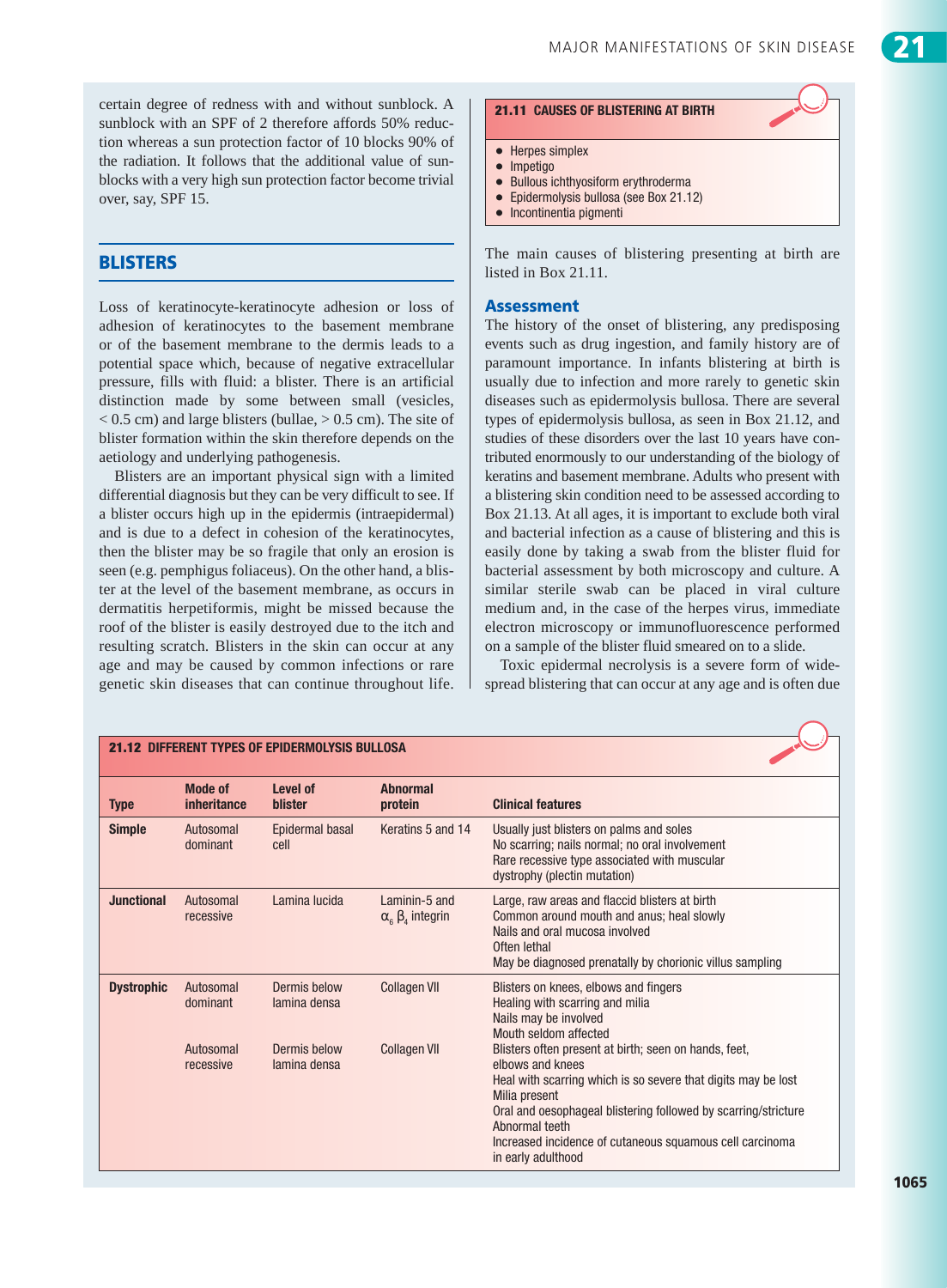certain degree of redness with and without sunblock. A sunblock with an SPF of 2 therefore affords 50% reduction whereas a sun protection factor of 10 blocks 90% of the radiation. It follows that the additional value of sunblocks with a very high sun protection factor become trivial over, say, SPF 15.

## BLISTERS

Loss of keratinocyte-keratinocyte adhesion or loss of adhesion of keratinocytes to the basement membrane or of the basement membrane to the dermis leads to a potential space which, because of negative extracellular pressure, fills with fluid: a blister. There is an artificial distinction made by some between small (vesicles, < 0.5 cm) and large blisters (bullae, > 0.5 cm). The site of blister formation within the skin therefore depends on the aetiology and underlying pathogenesis.

Blisters are an important physical sign with a limited differential diagnosis but they can be very difficult to see. If a blister occurs high up in the epidermis (intraepidermal) and is due to a defect in cohesion of the keratinocytes, then the blister may be so fragile that only an erosion is seen (e.g. pemphigus foliaceus). On the other hand, a blister at the level of the basement membrane, as occurs in dermatitis herpetiformis, might be missed because the roof of the blister is easily destroyed due to the itch and resulting scratch. Blisters in the skin can occur at any age and may be caused by common infections or rare genetic skin diseases that can continue throughout life.

**21.11 CAUSES OF BLISTERING AT BIRTH**

- Herpes simplex
- Impetigo
- Bullous ichthyosiform erythroderma
- Epidermolysis bullosa (see Box 21.12)
- Incontinentia pigmenti

The main causes of blistering presenting at birth are listed in Box 21.11.

### Assessment

The history of the onset of blistering, any predisposing events such as drug ingestion, and family history are of paramount importance. In infants blistering at birth is usually due to infection and more rarely to genetic skin diseases such as epidermolysis bullosa. There are several types of epidermolysis bullosa, as seen in Box 21.12, and studies of these disorders over the last 10 years have contributed enormously to our understanding of the biology of keratins and basement membrane. Adults who present with a blistering skin condition need to be assessed according to Box 21.13. At all ages, it is important to exclude both viral and bacterial infection as a cause of blistering and this is easily done by taking a swab from the blister fluid for bacterial assessment by both microscopy and culture. A similar sterile swab can be placed in viral culture medium and, in the case of the herpes virus, immediate electron microscopy or immunofluorescence performed on a sample of the blister fluid smeared on to a slide.

Toxic epidermal necrolysis is a severe form of widespread blistering that can occur at any age and is often due

**21.12 DIFFERENT TYPES OF EPIDERMOLYSIS BULLOSA**

| Type | Mode of inheritance | Level of blister | Abnormal protein | Clinical features |
|---|---|---|---|---|
| **Simple** | Autosomal dominant | Epidermal basal cell | Keratins 5 and 14 | Usually just blisters on palms and soles<br>No scarring; nails normal; no oral involvement<br>Rare recessive type associated with muscular dystrophy (plectin mutation) |
| **Junctional** | Autosomal recessive | Lamina lucida | Laminin-5 and $\alpha_6$ $\beta_4$ integrin | Large, raw areas and flaccid blisters at birth<br>Common around mouth and anus; heal slowly<br>Nails and oral mucosa involved<br>Often lethal<br>May be diagnosed prenatally by chorionic villus sampling |
| **Dystrophic** | Autosomal dominant | Dermis below lamina densa | Collagen VII | Blisters on knees, elbows and fingers<br>Healing with scarring and milia<br>Nails may be involved<br>Mouth seldom affected |
| | Autosomal recessive | Dermis below lamina densa | Collagen VII | Blisters often present at birth; seen on hands, feet, elbows and knees<br>Heal with scarring which is so severe that digits may be lost<br>Milia present<br>Oral and oesophageal blistering followed by scarring/stricture<br>Abnormal teeth<br>Increased incidence of cutaneous squamous cell carcinoma in early adulthood |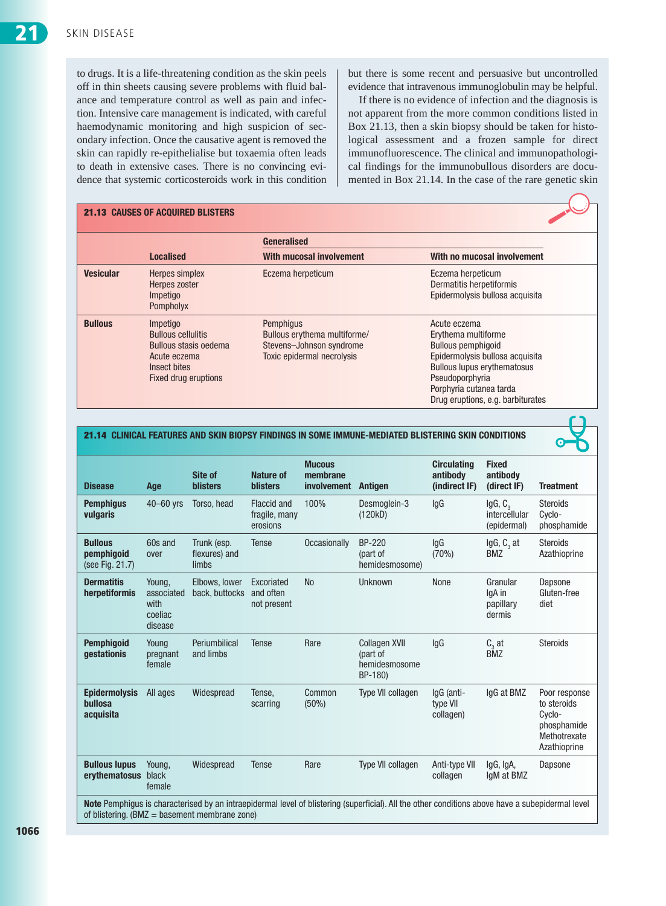to drugs. It is a life-threatening condition as the skin peels off in thin sheets causing severe problems with fluid balance and temperature control as well as pain and infection. Intensive care management is indicated, with careful haemodynamic monitoring and high suspicion of secondary infection. Once the causative agent is removed the skin can rapidly re-epithelialise but toxaemia often leads to death in extensive cases. There is no convincing evidence that systemic corticosteroids work in this condition but there is some recent and persuasive but uncontrolled evidence that intravenous immunoglobulin may be helpful.

If there is no evidence of infection and the diagnosis is not apparent from the more common conditions listed in Box 21.13, then a skin biopsy should be taken for histological assessment and a frozen sample for direct immunofluorescence. The clinical and immunopathological findings for the immunobullous disorders are documented in Box 21.14. In the case of the rare genetic skin

**21.13 CAUSES OF ACQUIRED BLISTERS**

| | Localised | Generalised With mucosal involvement | Generalised With no mucosal involvement |
|---|---|---|---|
| **Vesicular** | Herpes simplex<br>Herpes zoster<br>Impetigo<br>Pompholyx | Eczema herpeticum | Eczema herpeticum<br>Dermatitis herpetiformis<br>Epidermolysis bullosa acquisita |
| **Bullous** | Impetigo<br>Bullous cellulitis<br>Bullous stasis oedema<br>Acute eczema<br>Insect bites<br>Fixed drug eruptions | Pemphigus<br>Bullous erythema multiforme/<br>Stevens–Johnson syndrome<br>Toxic epidermal necrolysis | Acute eczema<br>Erythema multiforme<br>Bullous pemphigoid<br>Epidermolysis bullosa acquisita<br>Bullous lupus erythematosus<br>Pseudoporphyria<br>Porphyria cutanea tarda<br>Drug eruptions, e.g. barbiturates |

**21.14 CLINICAL FEATURES AND SKIN BIOPSY FINDINGS IN SOME IMMUNE-MEDIATED BLISTERING SKIN CONDITIONS**

| Disease | Age | Site of blisters | Nature of blisters | Mucous membrane involvement | Antigen | Circulating antibody (indirect IF) | Fixed antibody (direct IF) | Treatment |
|---|---|---|---|---|---|---|---|---|
| **Pemphigus vulgaris** | 40–60 yrs | Torso, head | Flaccid and fragile, many erosions | 100% | Desmoglein-3 (120kD) | IgG | IgG, $C_3$ intercellular (epidermal) | Steroids<br>Cyclo-phosphamide |
| **Bullous pemphigoid** (see Fig. 21.7) | 60s and over | Trunk (esp. flexures) and limbs | Tense | Occasionally | BP-220 (part of hemidesmosome) | IgG (70%) | IgG, $C_3$ at BMZ | Steroids<br>Azathioprine |
| **Dermatitis herpetiformis** | Young, associated with coeliac disease | Elbows, lower back, buttocks | Excoriated and often not present | No | Unknown | None | Granular IgA in papillary dermis | Dapsone<br>Gluten-free diet |
| **Pemphigoid gestationis** | Young pregnant female | Periumbilical and limbs | Tense | Rare | Collagen XVII (part of hemidesmosome BP-180) | IgG | $C_3$ at BMZ | Steroids |
| **Epidermolysis bullosa acquisita** | All ages | Widespread | Tense, scarring | Common (50%) | Type VII collagen | IgG (anti-type VII collagen) | IgG at BMZ | Poor response to steroids<br>Cyclo-phosphamide<br>Methotrexate<br>Azathioprine |
| **Bullous lupus erythematosus** | Young, black female | Widespread | Tense | Rare | Type VII collagen | Anti-type VII collagen | IgG, IgA, IgM at BMZ | Dapsone |

**Note** Pemphigus is characterised by an intraepidermal level of blistering (superficial). All the other conditions above have a subepidermal level of blistering. (BMZ = basement membrane zone)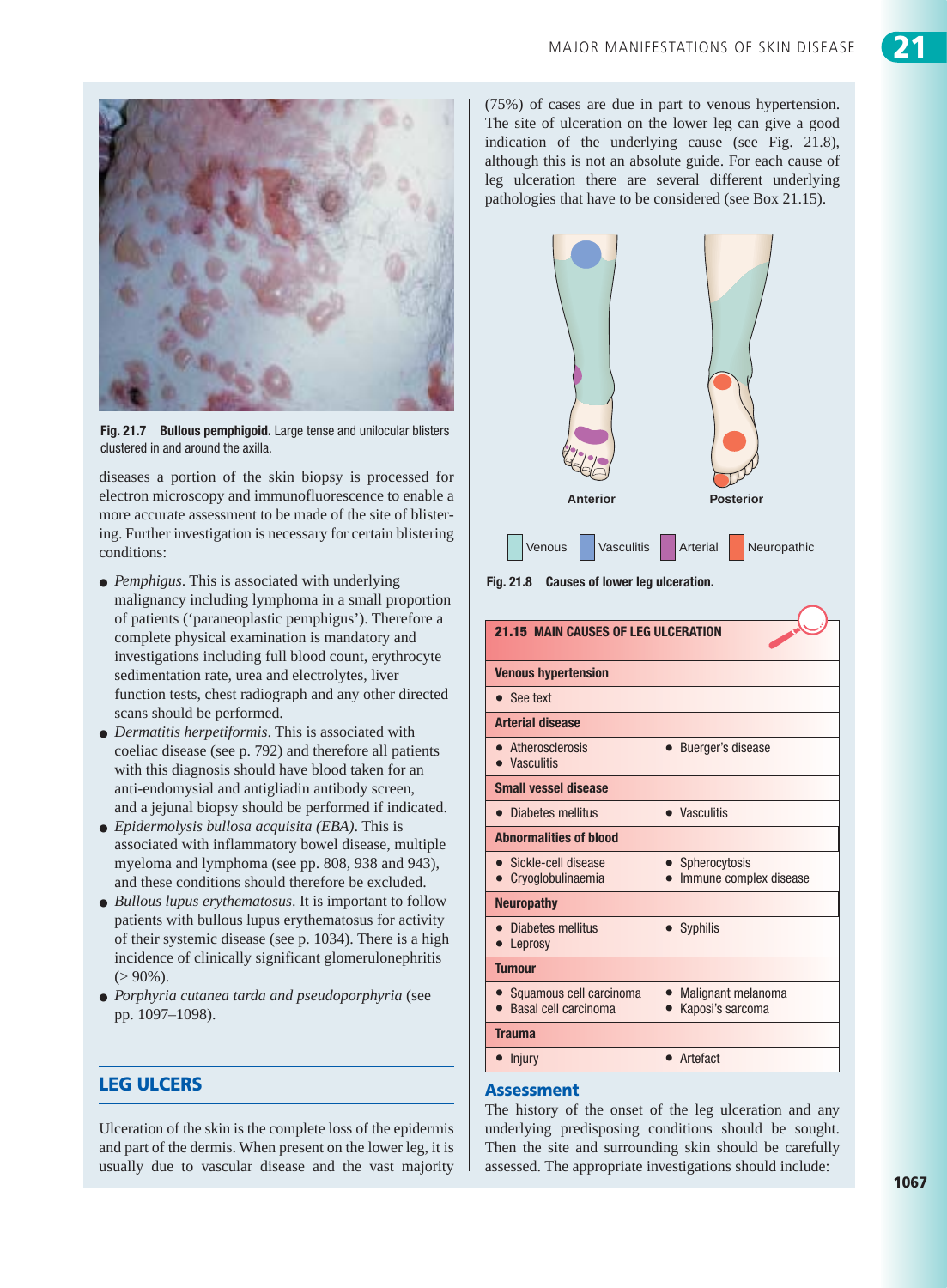Fig. 21.7 **Bullous pemphigoid.** Large tense and unilocular blisters clustered in and around the axilla.

diseases a portion of the skin biopsy is processed for electron microscopy and immunofluorescence to enable a more accurate assessment to be made of the site of blistering. Further investigation is necessary for certain blistering conditions:

- *Pemphigus*. This is associated with underlying malignancy including lymphoma in a small proportion of patients ('paraneoplastic pemphigus'). Therefore a complete physical examination is mandatory and investigations including full blood count, erythrocyte sedimentation rate, urea and electrolytes, liver function tests, chest radiograph and any other directed scans should be performed.
- *Dermatitis herpetiformis*. This is associated with coeliac disease (see p. 792) and therefore all patients with this diagnosis should have blood taken for an anti-endomysial and antigliadin antibody screen, and a jejunal biopsy should be performed if indicated.
- *Epidermolysis bullosa acquisita (EBA)*. This is associated with inflammatory bowel disease, multiple myeloma and lymphoma (see pp. 808, 938 and 943), and these conditions should therefore be excluded.
- *Bullous lupus erythematosus*. It is important to follow patients with bullous lupus erythematosus for activity of their systemic disease (see p. 1034). There is a high incidence of clinically significant glomerulonephritis (> 90%).
- *Porphyria cutanea tarda and pseudoporphyria* (see pp. 1097–1098).

## LEG ULCERS

Ulceration of the skin is the complete loss of the epidermis and part of the dermis. When present on the lower leg, it is usually due to vascular disease and the vast majority (75%) of cases are due in part to venous hypertension. The site of ulceration on the lower leg can give a good indication of the underlying cause (see Fig. 21.8), although this is not an absolute guide. For each cause of leg ulceration there are several different underlying pathologies that have to be considered (see Box 21.15).

Anterior — Posterior

Venous — Vasculitis — Arterial — Neuropathic

Fig. 21.8 **Causes of lower leg ulceration.**

| 21.15 MAIN CAUSES OF LEG ULCERATION | |
|---|---|
| **Venous hypertension** | |
| • See text | |
| **Arterial disease** | |
| • Atherosclerosis<br>• Vasculitis | • Burger's disease |
| **Small vessel disease** | |
| • Diabetes mellitus | • Vasculitis |
| **Abnormalities of blood** | |
| • Sickle-cell disease<br>• Cryoglobulinaemia | • Spherocytosis<br>• Immune complex disease |
| **Neuropathy** | |
| • Diabetes mellitus<br>• Leprosy | • Syphilis |
| **Tumour** | |
| • Squamous cell carcinoma<br>• Basal cell carcinoma | • Malignant melanoma<br>• Kaposi's sarcoma |
| **Trauma** | |
| • Injury | • Artefact |

### Assessment

The history of the onset of the leg ulceration and any underlying predisposing conditions should be sought. Then the site and surrounding skin should be carefully assessed. The appropriate investigations should include: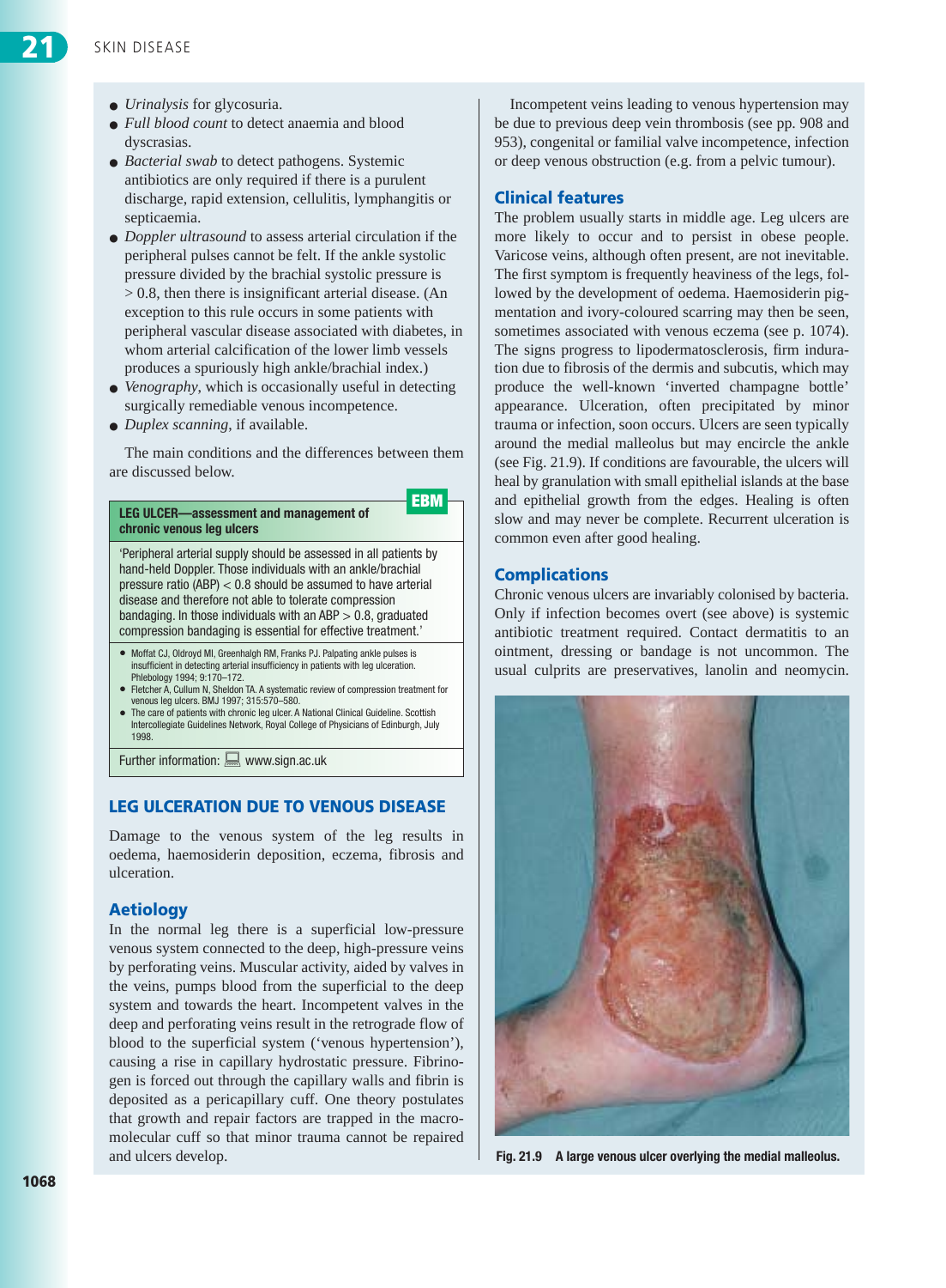- *Urinalysis* for glycosuria.
- *Full blood count* to detect anaemia and blood dyscrasias.
- *Bacterial swab* to detect pathogens. Systemic antibiotics are only required if there is a purulent discharge, rapid extension, cellulitis, lymphangitis or septicaemia.
- *Doppler ultrasound* to assess arterial circulation if the peripheral pulses cannot be felt. If the ankle systolic pressure divided by the brachial systolic pressure is > 0.8, then there is insignificant arterial disease. (An exception to this rule occurs in some patients with peripheral vascular disease associated with diabetes, in whom arterial calcification of the lower limb vessels produces a spuriously high ankle/brachial index.)
- *Venography*, which is occasionally useful in detecting surgically remediable venous incompetence.
- *Duplex scanning*, if available.

The main conditions and the differences between them are discussed below.

> **EBM**
>
> **LEG ULCER—assessment and management of chronic venous leg ulcers**
>
> 'Peripheral arterial supply should be assessed in all patients by hand-held Doppler. Those individuals with an ankle/brachial pressure ratio (ABP) < 0.8 should be assumed to have arterial disease and therefore not able to tolerate compression bandaging. In those individuals with an ABP > 0.8, graduated compression bandaging is essential for effective treatment.'
>
> - Moffat CJ, Oldroyd MI, Greenhalgh RM, Franks PJ. Palpating ankle pulses is insufficient in detecting arterial insufficiency in patients with leg ulceration. Phlebology 1994; 9:170–172.
> - Fletcher A, Cullum N, Sheldon TA. A systematic review of compression treatment for venous leg ulcers. BMJ 1997; 315:570–580.
> - The care of patients with chronic leg ulcer. A National Clinical Guideline. Scottish Intercollegiate Guidelines Network, Royal College of Physicians of Edinburgh, July 1998.
>
> Further information: www.sign.ac.uk

## LEG ULCERATION DUE TO VENOUS DISEASE

Damage to the venous system of the leg results in oedema, haemosiderin deposition, eczema, fibrosis and ulceration.

### Aetiology

In the normal leg there is a superficial low-pressure venous system connected to the deep, high-pressure veins by perforating veins. Muscular activity, aided by valves in the veins, pumps blood from the superficial to the deep system and towards the heart. Incompetent valves in the deep and perforating veins result in the retrograde flow of blood to the superficial system ('venous hypertension'), causing a rise in capillary hydrostatic pressure. Fibrinogen is forced out through the capillary walls and fibrin is deposited as a pericapillary cuff. One theory postulates that growth and repair factors are trapped in the macromolecular cuff so that minor trauma cannot be repaired and ulcers develop.

Incompetent veins leading to venous hypertension may be due to previous deep vein thrombosis (see pp. 908 and 953), congenital or familial valve incompetence, infection or deep venous obstruction (e.g. from a pelvic tumour).

### Clinical features

The problem usually starts in middle age. Leg ulcers are more likely to occur and to persist in obese people. Varicose veins, although often present, are not inevitable. The first symptom is frequently heaviness of the legs, followed by the development of oedema. Haemosiderin pigmentation and ivory-coloured scarring may then be seen, sometimes associated with venous eczema (see p. 1074). The signs progress to lipodermatosclerosis, firm induration due to fibrosis of the dermis and subcutis, which may produce the well-known 'inverted champagne bottle' appearance. Ulceration, often precipitated by minor trauma or infection, soon occurs. Ulcers are seen typically around the medial malleolus but may encircle the ankle (see Fig. 21.9). If conditions are favourable, the ulcers will heal by granulation with small epithelial islands at the base and epithelial growth from the edges. Healing is often slow and may never be complete. Recurrent ulceration is common even after good healing.

### Complications

Chronic venous ulcers are invariably colonised by bacteria. Only if infection becomes overt (see above) is systemic antibiotic treatment required. Contact dermatitis to an ointment, dressing or bandage is not uncommon. The usual culprits are preservatives, lanolin and neomycin.

**Fig. 21.9 A large venous ulcer overlying the medial malleolus.**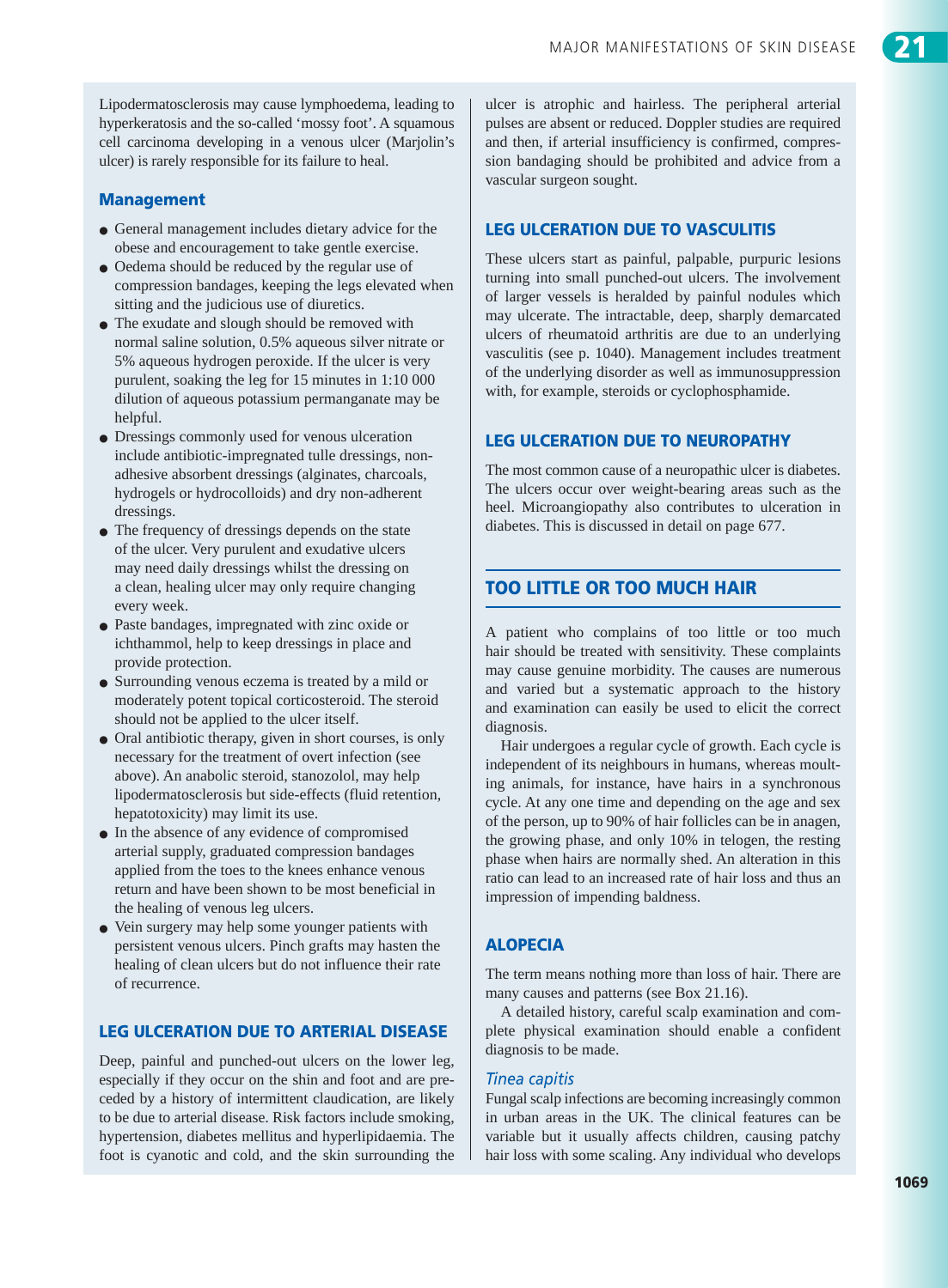Lipodermatosclerosis may cause lymphoedema, leading to hyperkeratosis and the so-called 'mossy foot'. A squamous cell carcinoma developing in a venous ulcer (Marjolin's ulcer) is rarely responsible for its failure to heal.

### Management

- General management includes dietary advice for the obese and encouragement to take gentle exercise.
- Oedema should be reduced by the regular use of compression bandages, keeping the legs elevated when sitting and the judicious use of diuretics.
- The exudate and slough should be removed with normal saline solution, 0.5% aqueous silver nitrate or 5% aqueous hydrogen peroxide. If the ulcer is very purulent, soaking the leg for 15 minutes in 1:10 000 dilution of aqueous potassium permanganate may be helpful.
- Dressings commonly used for venous ulceration include antibiotic-impregnated tulle dressings, non-adhesive absorbent dressings (alginates, charcoals, hydrogels or hydrocolloids) and dry non-adherent dressings.
- The frequency of dressings depends on the state of the ulcer. Very purulent and exudative ulcers may need daily dressings whilst the dressing on a clean, healing ulcer may only require changing every week.
- Paste bandages, impregnated with zinc oxide or ichthammol, help to keep dressings in place and provide protection.
- Surrounding venous eczema is treated by a mild or moderately potent topical corticosteroid. The steroid should not be applied to the ulcer itself.
- Oral antibiotic therapy, given in short courses, is only necessary for the treatment of overt infection (see above). An anabolic steroid, stanozolol, may help lipodermatosclerosis but side-effects (fluid retention, hepatotoxicity) may limit its use.
- In the absence of any evidence of compromised arterial supply, graduated compression bandages applied from the toes to the knees enhance venous return and have been shown to be most beneficial in the healing of venous leg ulcers.
- Vein surgery may help some younger patients with persistent venous ulcers. Pinch grafts may hasten the healing of clean ulcers but do not influence their rate of recurrence.

## LEG ULCERATION DUE TO ARTERIAL DISEASE

Deep, painful and punched-out ulcers on the lower leg, especially if they occur on the shin and foot and are preceded by a history of intermittent claudication, are likely to be due to arterial disease. Risk factors include smoking, hypertension, diabetes mellitus and hyperlipidaemia. The foot is cyanotic and cold, and the skin surrounding the ulcer is atrophic and hairless. The peripheral arterial pulses are absent or reduced. Doppler studies are required and then, if arterial insufficiency is confirmed, compression bandaging should be prohibited and advice from a vascular surgeon sought.

## LEG ULCERATION DUE TO VASCULITIS

These ulcers start as painful, palpable, purpuric lesions turning into small punched-out ulcers. The involvement of larger vessels is heralded by painful nodules which may ulcerate. The intractable, deep, sharply demarcated ulcers of rheumatoid arthritis are due to an underlying vasculitis (see p. 1040). Management includes treatment of the underlying disorder as well as immunosuppression with, for example, steroids or cyclophosphamide.

## LEG ULCERATION DUE TO NEUROPATHY

The most common cause of a neuropathic ulcer is diabetes. The ulcers occur over weight-bearing areas such as the heel. Microangiopathy also contributes to ulceration in diabetes. This is discussed in detail on page 677.

## TOO LITTLE OR TOO MUCH HAIR

A patient who complains of too little or too much hair should be treated with sensitivity. These complaints may cause genuine morbidity. The causes are numerous and varied but a systematic approach to the history and examination can easily be used to elicit the correct diagnosis.

Hair undergoes a regular cycle of growth. Each cycle is independent of its neighbours in humans, whereas moulting animals, for instance, have hairs in a synchronous cycle. At any one time and depending on the age and sex of the person, up to 90% of hair follicles can be in anagen, the growing phase, and only 10% in telogen, the resting phase when hairs are normally shed. An alteration in this ratio can lead to an increased rate of hair loss and thus an impression of impending baldness.

## ALOPECIA

The term means nothing more than loss of hair. There are many causes and patterns (see Box 21.16).

A detailed history, careful scalp examination and complete physical examination should enable a confident diagnosis to be made.

### *Tinea capitis*

Fungal scalp infections are becoming increasingly common in urban areas in the UK. The clinical features can be variable but it usually affects children, causing patchy hair loss with some scaling. Any individual who develops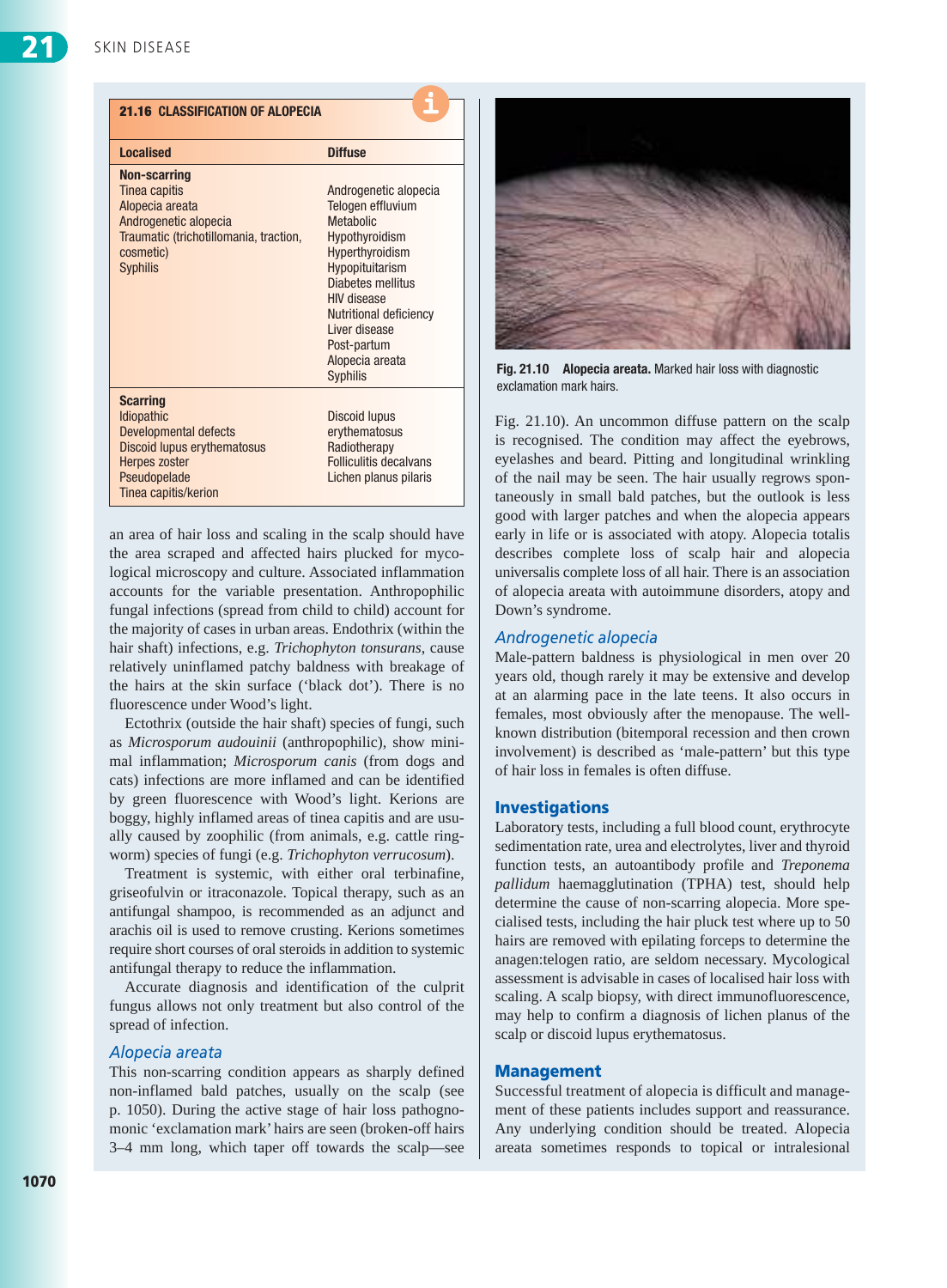**21.16 CLASSIFICATION OF ALOPECIA**

| Localised | Diffuse |
|---|---|
| **Non-scarring** | |
| Tinea capitis<br>Alopecia areata<br>Androgenetic alopecia<br>Traumatic (trichotillomania, traction, cosmetic)<br>Syphilis | Androgenetic alopecia<br>Telogen effluvium<br>Metabolic<br>Hypothyroidism<br>Hyperthyroidism<br>Hypopituitarism<br>Diabetes mellitus<br>HIV disease<br>Nutritional deficiency<br>Liver disease<br>Post-partum<br>Alopecia areata<br>Syphilis |
| **Scarring** | |
| Idiopathic<br>Developmental defects<br>Discoid lupus erythematosus<br>Herpes zoster<br>Pseudopelade<br>Tinea capitis/kerion | Discoid lupus erythematosus<br>Radiotherapy<br>Folliculitis decalvans<br>Lichen planus pilaris |

an area of hair loss and scaling in the scalp should have the area scraped and affected hairs plucked for mycological microscopy and culture. Associated inflammation accounts for the variable presentation. Anthropophilic fungal infections (spread from child to child) account for the majority of cases in urban areas. Endothrix (within the hair shaft) infections, e.g. *Trichophyton tonsurans*, cause relatively uninflamed patchy baldness with breakage of the hairs at the skin surface ('black dot'). There is no fluorescence under Wood's light.

Ectothrix (outside the hair shaft) species of fungi, such as *Microsporum audouinii* (anthropophilic), show minimal inflammation; *Microsporum canis* (from dogs and cats) infections are more inflamed and can be identified by green fluorescence with Wood's light. Kerions are boggy, highly inflamed areas of tinea capitis and are usually caused by zoophilic (from animals, e.g. cattle ringworm) species of fungi (e.g. *Trichophyton verrucosum*).

Treatment is systemic, with either oral terbinafine, griseofulvin or itraconazole. Topical therapy, such as an antifungal shampoo, is recommended as an adjunct and arachis oil is used to remove crusting. Kerions sometimes require short courses of oral steroids in addition to systemic antifungal therapy to reduce the inflammation.

Accurate diagnosis and identification of the culprit fungus allows not only treatment but also control of the spread of infection.

### *Alopecia areata*

This non-scarring condition appears as sharply defined non-inflamed bald patches, usually on the scalp (see p. 1050). During the active stage of hair loss pathognomonic 'exclamation mark' hairs are seen (broken-off hairs 3–4 mm long, which taper off towards the scalp—see Fig. 21.10). An uncommon diffuse pattern on the scalp is recognised. The condition may affect the eyebrows, eyelashes and beard. Pitting and longitudinal wrinkling of the nail may be seen. The hair usually regrows spontaneously in small bald patches, but the outlook is less good with larger patches and when the alopecia appears early in life or is associated with atopy. Alopecia totalis describes complete loss of scalp hair and alopecia universalis complete loss of all hair. There is an association of alopecia areata with autoimmune disorders, atopy and Down's syndrome.

**Fig. 21.10 Alopecia areata.** Marked hair loss with diagnostic exclamation mark hairs.

### *Androgenetic alopecia*

Male-pattern baldness is physiological in men over 20 years old, though rarely it may be extensive and develop at an alarming pace in the late teens. It also occurs in females, most obviously after the menopause. The well-known distribution (bitemporal recession and then crown involvement) is described as 'male-pattern' but this type of hair loss in females is often diffuse.

## Investigations

Laboratory tests, including a full blood count, erythrocyte sedimentation rate, urea and electrolytes, liver and thyroid function tests, an autoantibody profile and *Treponema pallidum* haemagglutination (TPHA) test, should help determine the cause of non-scarring alopecia. More specialised tests, including the hair pluck test where up to 50 hairs are removed with epilating forceps to determine the anagen:telogen ratio, are seldom necessary. Mycological assessment is advisable in cases of localised hair loss with scaling. A scalp biopsy, with direct immunofluorescence, may help to confirm a diagnosis of lichen planus of the scalp or discoid lupus erythematosus.

## Management

Successful treatment of alopecia is difficult and management of these patients includes support and reassurance. Any underlying condition should be treated. Alopecia areata sometimes responds to topical or intralesional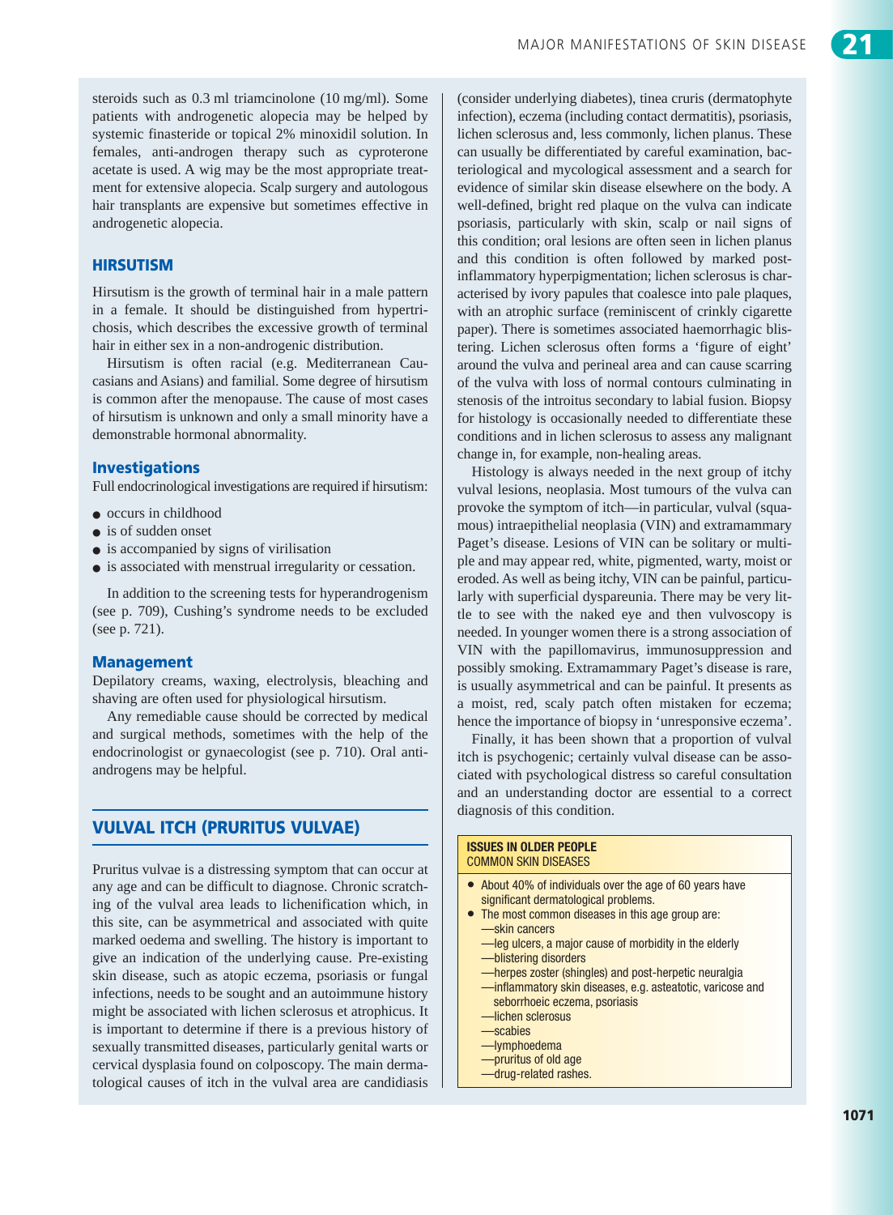steroids such as 0.3 ml triamcinolone (10 mg/ml). Some patients with androgenetic alopecia may be helped by systemic finasteride or topical 2% minoxidil solution. In females, anti-androgen therapy such as cyproterone acetate is used. A wig may be the most appropriate treatment for extensive alopecia. Scalp surgery and autologous hair transplants are expensive but sometimes effective in androgenetic alopecia.

## HIRSUTISM

Hirsutism is the growth of terminal hair in a male pattern in a female. It should be distinguished from hypertrichosis, which describes the excessive growth of terminal hair in either sex in a non-androgenic distribution.

Hirsutism is often racial (e.g. Mediterranean Caucasians and Asians) and familial. Some degree of hirsutism is common after the menopause. The cause of most cases of hirsutism is unknown and only a small minority have a demonstrable hormonal abnormality.

### Investigations

Full endocrinological investigations are required if hirsutism:

- occurs in childhood
- is of sudden onset
- is accompanied by signs of virilisation
- is associated with menstrual irregularity or cessation.

In addition to the screening tests for hyperandrogenism (see p. 709), Cushing's syndrome needs to be excluded (see p. 721).

### Management

Depilatory creams, waxing, electrolysis, bleaching and shaving are often used for physiological hirsutism.

Any remediable cause should be corrected by medical and surgical methods, sometimes with the help of the endocrinologist or gynaecologist (see p. 710). Oral anti-androgens may be helpful.

## VULVAL ITCH (PRURITUS VULVAE)

Pruritus vulvae is a distressing symptom that can occur at any age and can be difficult to diagnose. Chronic scratching of the vulval area leads to lichenification which, in this site, can be asymmetrical and associated with quite marked oedema and swelling. The history is important to give an indication of the underlying cause. Pre-existing skin disease, such as atopic eczema, psoriasis or fungal infections, needs to be sought and an autoimmune history might be associated with lichen sclerosus et atrophicus. It is important to determine if there is a previous history of sexually transmitted diseases, particularly genital warts or cervical dysplasia found on colposcopy. The main dermatological causes of itch in the vulval area are candidiasis (consider underlying diabetes), tinea cruris (dermatophyte infection), eczema (including contact dermatitis), psoriasis, lichen sclerosus and, less commonly, lichen planus. These can usually be differentiated by careful examination, bacteriological and mycological assessment and a search for evidence of similar skin disease elsewhere on the body. A well-defined, bright red plaque on the vulva can indicate psoriasis, particularly with skin, scalp or nail signs of this condition; oral lesions are often seen in lichen planus and this condition is often followed by marked post-inflammatory hyperpigmentation; lichen sclerosus is characterised by ivory papules that coalesce into pale plaques, with an atrophic surface (reminiscent of crinkly cigarette paper). There is sometimes associated haemorrhagic blistering. Lichen sclerosus often forms a 'figure of eight' around the vulva and perineal area and can cause scarring of the vulva with loss of normal contours culminating in stenosis of the introitus secondary to labial fusion. Biopsy for histology is occasionally needed to differentiate these conditions and in lichen sclerosus to assess any malignant change in, for example, non-healing areas.

Histology is always needed in the next group of itchy vulval lesions, neoplasia. Most tumours of the vulva can provoke the symptom of itch—in particular, vulval (squamous) intraepithelial neoplasia (VIN) and extramammary Paget's disease. Lesions of VIN can be solitary or multiple and may appear red, white, pigmented, warty, moist or eroded. As well as being itchy, VIN can be painful, particularly with superficial dyspareunia. There may be very little to see with the naked eye and then vulvoscopy is needed. In younger women there is a strong association of VIN with the papillomavirus, immunosuppression and possibly smoking. Extramammary Paget's disease is rare, is usually asymmetrical and can be painful. It presents as a moist, red, scaly patch often mistaken for eczema; hence the importance of biopsy in 'unresponsive eczema'.

Finally, it has been shown that a proportion of vulval itch is psychogenic; certainly vulval disease can be associated with psychological distress so careful consultation and an understanding doctor are essential to a correct diagnosis of this condition.

**ISSUES IN OLDER PEOPLE**
**COMMON SKIN DISEASES**

- About 40% of individuals over the age of 60 years have significant dermatological problems.
- The most common diseases in this age group are:
  - —skin cancers
  - —leg ulcers, a major cause of morbidity in the elderly
  - —blistering disorders
  - —herpes zoster (shingles) and post-herpetic neuralgia
  - —inflammatory skin diseases, e.g. asteatotic, varicose and seborrhoeic eczema, psoriasis
  - —lichen sclerosus
  - —scabies
  - —lymphoedema
  - —pruritus of old age
  - —drug-related rashes.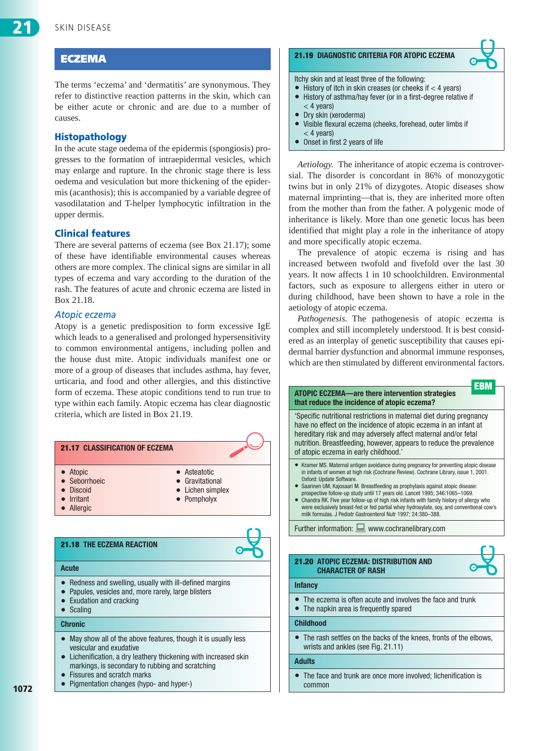## ECZEMA

The terms 'eczema' and 'dermatitis' are synonymous. They refer to distinctive reaction patterns in the skin, which can be either acute or chronic and are due to a number of causes.

### Histopathology

In the acute stage oedema of the epidermis (spongiosis) progresses to the formation of intraepidermal vesicles, which may enlarge and rupture. In the chronic stage there is less oedema and vesiculation but more thickening of the epidermis (acanthosis); this is accompanied by a variable degree of vasodilatation and T-helper lymphocytic infiltration in the upper dermis.

### Clinical features

There are several patterns of eczema (see Box 21.17); some of these have identifiable environmental causes whereas others are more complex. The clinical signs are similar in all types of eczema and vary according to the duration of the rash. The features of acute and chronic eczema are listed in Box 21.18.

#### *Atopic eczema*

Atopy is a genetic predisposition to form excessive IgE which leads to a generalised and prolonged hypersensitivity to common environmental antigens, including pollen and the house dust mite. Atopic individuals manifest one or more of a group of diseases that includes asthma, hay fever, urticaria, and food and other allergies, and this distinctive form of eczema. These atopic conditions tend to run true to type within each family. Atopic eczema has clear diagnostic criteria, which are listed in Box 21.19.

**21.17 CLASSIFICATION OF ECZEMA**

- Atopic
- Seborrhoeic
- Discoid
- Irritant
- Allergic
- Asteatotic
- Gravitational
- Lichen simplex
- Pompholyx

**21.18 THE ECZEMA REACTION**

**Acute**

- Redness and swelling, usually with ill-defined margins
- Papules, vesicles and, more rarely, large blisters
- Exudation and cracking
- Scaling

**Chronic**

- May show all of the above features, though it is usually less vesicular and exudative
- Lichenification, a dry leathery thickening with increased skin markings, is secondary to rubbing and scratching
- Fissures and scratch marks
- Pigmentation changes (hypo- and hyper-)

**21.19 DIAGNOSTIC CRITERIA FOR ATOPIC ECZEMA**

Itchy skin and at least three of the following:

- History of itch in skin creases (or cheeks if < 4 years)
- History of asthma/hay fever (or in a first-degree relative if < 4 years)
- Dry skin (xeroderma)
- Visible flexural eczema (cheeks, forehead, outer limbs if < 4 years)
- Onset in first 2 years of life

*Aetiology.* The inheritance of atopic eczema is controversial. The disorder is concordant in 86% of monozygotic twins but in only 21% of dizygotes. Atopic diseases show maternal imprinting—that is, they are inherited more often from the mother than from the father. A polygenic mode of inheritance is likely. More than one genetic locus has been identified that might play a role in the inheritance of atopy and more specifically atopic eczema.

The prevalence of atopic eczema is rising and has increased between twofold and fivefold over the last 30 years. It now affects 1 in 10 schoolchildren. Environmental factors, such as exposure to allergens either in utero or during childhood, have been shown to have a role in the aetiology of atopic eczema.

*Pathogenesis.* The pathogenesis of atopic eczema is complex and still incompletely understood. It is best considered as an interplay of genetic susceptibility that causes epidermal barrier dysfunction and abnormal immune responses, which are then stimulated by different environmental factors.

**EBM**

**ATOPIC ECZEMA—are there intervention strategies that reduce the incidence of atopic eczema?**

'Specific nutritional restrictions in maternal diet during pregnancy have no effect on the incidence of atopic eczema in an infant at hereditary risk and may adversely affect maternal and/or fetal nutrition. Breastfeeding, however, appears to reduce the prevalence of atopic eczema in early childhood.'

- Kramer MS. Maternal antigen avoidance during pregnancy for preventing atopic disease in infants of women at high risk (Cochrane Review). Cochrane Library, issue 1, 2001. Oxford: Update Software.
- Saarinen UM, Kajosaari M. Breastfeeding as prophylaxis against atopic disease: prospective follow-up study until 17 years old. Lancet 1995; 346:1065–1069.
- Chandra RK. Five year follow-up of high risk infants with family history of allergy who were exclusively breast-fed or fed partial whey hydrosylate, soy, and conventional cow's milk formulas. J Pediatr Gastroenterol Nutr 1997; 24:380–388.

Further information: www.cochranelibrary.com

**21.20 ATOPIC ECZEMA: DISTRIBUTION AND CHARACTER OF RASH**

**Infancy**

- The eczema is often acute and involves the face and trunk
- The napkin area is frequently spared

**Childhood**

- The rash settles on the backs of the knees, fronts of the elbows, wrists and ankles (see Fig. 21.11)

**Adults**

- The face and trunk are once more involved; lichenification is common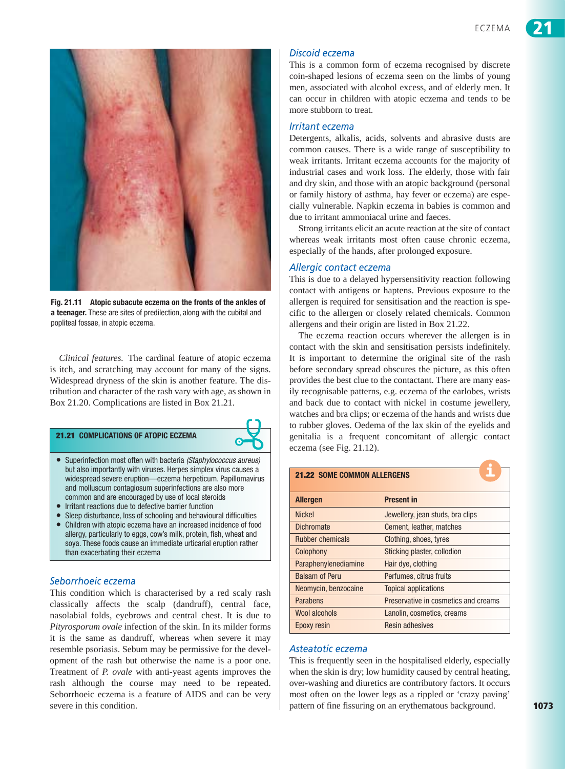Fig. 21.11 **Atopic subacute eczema on the fronts of the ankles of a teenager.** These are sites of predilection, along with the cubital and popliteal fossae, in atopic eczema.

*Clinical features.* The cardinal feature of atopic eczema is itch, and scratching may account for many of the signs. Widespread dryness of the skin is another feature. The distribution and character of the rash vary with age, as shown in Box 21.20. Complications are listed in Box 21.21.

**21.21 COMPLICATIONS OF ATOPIC ECZEMA**

- Superinfection most often with bacteria *(Staphylococcus aureus)* but also importantly with viruses. Herpes simplex virus causes a widespread severe eruption—eczema herpeticum. Papillomavirus and molluscum contagiosum superinfections are also more common and are encouraged by use of local steroids
- Irritant reactions due to defective barrier function
- Sleep disturbance, loss of schooling and behavioural difficulties
- Children with atopic eczema have an increased incidence of food allergy, particularly to eggs, cow's milk, protein, fish, wheat and soya. These foods cause an immediate urticarial eruption rather than exacerbating their eczema

### Seborrhoeic eczema

This condition which is characterised by a red scaly rash classically affects the scalp (dandruff), central face, nasolabial folds, eyebrows and central chest. It is due to *Pityrosporum ovale* infection of the skin. In its milder forms it is the same as dandruff, whereas when severe it may resemble psoriasis. Sebum may be permissive for the development of the rash but otherwise the name is a poor one. Treatment of *P. ovale* with anti-yeast agents improves the rash although the course may need to be repeated. Seborrhoeic eczema is a feature of AIDS and can be very severe in this condition.

### Discoid eczema

This is a common form of eczema recognised by discrete coin-shaped lesions of eczema seen on the limbs of young men, associated with alcohol excess, and of elderly men. It can occur in children with atopic eczema and tends to be more stubborn to treat.

### Irritant eczema

Detergents, alkalis, acids, solvents and abrasive dusts are common causes. There is a wide range of susceptibility to weak irritants. Irritant eczema accounts for the majority of industrial cases and work loss. The elderly, those with fair and dry skin, and those with an atopic background (personal or family history of asthma, hay fever or eczema) are especially vulnerable. Napkin eczema in babies is common and due to irritant ammoniacal urine and faeces.

Strong irritants elicit an acute reaction at the site of contact whereas weak irritants most often cause chronic eczema, especially of the hands, after prolonged exposure.

### Allergic contact eczema

This is due to a delayed hypersensitivity reaction following contact with antigens or haptens. Previous exposure to the allergen is required for sensitisation and the reaction is specific to the allergen or closely related chemicals. Common allergens and their origin are listed in Box 21.22.

The eczema reaction occurs wherever the allergen is in contact with the skin and sensitisation persists indefinitely. It is important to determine the original site of the rash before secondary spread obscures the picture, as this often provides the best clue to the contactant. There are many easily recognisable patterns, e.g. eczema of the earlobes, wrists and back due to contact with nickel in costume jewellery, watches and bra clips; or eczema of the hands and wrists due to rubber gloves. Oedema of the lax skin of the eyelids and genitalia is a frequent concomitant of allergic contact eczema (see Fig. 21.12).

**21.22 SOME COMMON ALLERGENS**

| Allergen | Present in |
|---|---|
| Nickel | Jewellery, jean studs, bra clips |
| Dichromate | Cement, leather, matches |
| Rubber chemicals | Clothing, shoes, tyres |
| Colophony | Sticking plaster, collodion |
| Paraphenylenediamine | Hair dye, clothing |
| Balsam of Peru | Perfumes, citrus fruits |
| Neomycin, benzocaine | Topical applications |
| Parabens | Preservative in cosmetics and creams |
| Wool alcohols | Lanolin, cosmetics, creams |
| Epoxy resin | Resin adhesives |

### Asteatotic eczema

This is frequently seen in the hospitalised elderly, especially when the skin is dry; low humidity caused by central heating, over-washing and diuretics are contributory factors. It occurs most often on the lower legs as a rippled or 'crazy paving' pattern of fine fissuring on an erythematous background.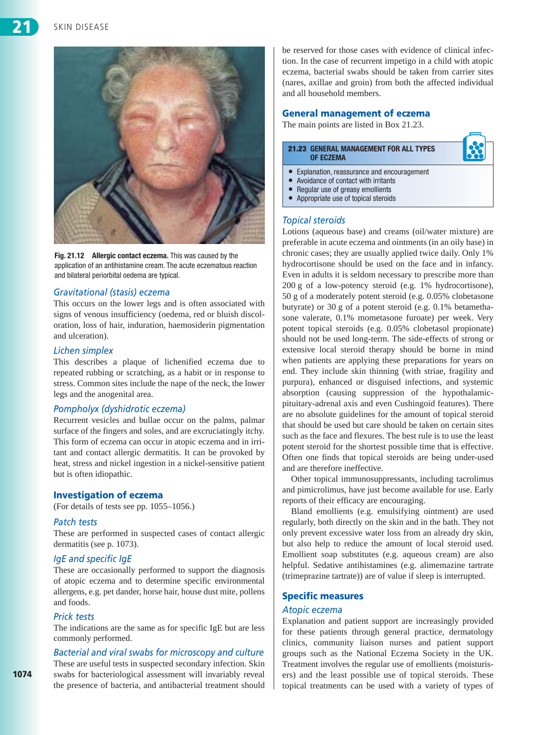**Fig. 21.12 Allergic contact eczema.** This was caused by the application of an antihistamine cream. The acute eczematous reaction and bilateral periorbital oedema are typical.

### *Gravitational (stasis) eczema*

This occurs on the lower legs and is often associated with signs of venous insufficiency (oedema, red or bluish discoloration, loss of hair, induration, haemosiderin pigmentation and ulceration).

### *Lichen simplex*

This describes a plaque of lichenified eczema due to repeated rubbing or scratching, as a habit or in response to stress. Common sites include the nape of the neck, the lower legs and the anogenital area.

### *Pompholyx (dyshidrotic eczema)*

Recurrent vesicles and bullae occur on the palms, palmar surface of the fingers and soles, and are excruciatingly itchy. This form of eczema can occur in atopic eczema and in irritant and contact allergic dermatitis. It can be provoked by heat, stress and nickel ingestion in a nickel-sensitive patient but is often idiopathic.

## Investigation of eczema

(For details of tests see pp. 1055–1056.)

### *Patch tests*

These are performed in suspected cases of contact allergic dermatitis (see p. 1073).

### *IgE and specific IgE*

These are occasionally performed to support the diagnosis of atopic eczema and to determine specific environmental allergens, e.g. pet dander, horse hair, house dust mite, pollens and foods.

### *Prick tests*

The indications are the same as for specific IgE but are less commonly performed.

### *Bacterial and viral swabs for microscopy and culture*

These are useful tests in suspected secondary infection. Skin swabs for bacteriological assessment will invariably reveal the presence of bacteria, and antibacterial treatment should be reserved for those cases with evidence of clinical infection. In the case of recurrent impetigo in a child with atopic eczema, bacterial swabs should be taken from carrier sites (nares, axillae and groin) from both the affected individual and all household members.

## General management of eczema

The main points are listed in Box 21.23.

**21.23 GENERAL MANAGEMENT FOR ALL TYPES OF ECZEMA**

- Explanation, reassurance and encouragement
- Avoidance of contact with irritants
- Regular use of greasy emollients
- Appropriate use of topical steroids

### *Topical steroids*

Lotions (aqueous base) and creams (oil/water mixture) are preferable in acute eczema and ointments (in an oily base) in chronic cases; they are usually applied twice daily. Only 1% hydrocortisone should be used on the face and in infancy. Even in adults it is seldom necessary to prescribe more than 200 g of a low-potency steroid (e.g. 1% hydrocortisone), 50 g of a moderately potent steroid (e.g. 0.05% clobetasone butyrate) or 30 g of a potent steroid (e.g. 0.1% betamethasone valerate, 0.1% mometasone furoate) per week. Very potent topical steroids (e.g. 0.05% clobetasol propionate) should not be used long-term. The side-effects of strong or extensive local steroid therapy should be borne in mind when patients are applying these preparations for years on end. They include skin thinning (with striae, fragility and purpura), enhanced or disguised infections, and systemic absorption (causing suppression of the hypothalamic-pituitary-adrenal axis and even Cushingoid features). There are no absolute guidelines for the amount of topical steroid that should be used but care should be taken on certain sites such as the face and flexures. The best rule is to use the least potent steroid for the shortest possible time that is effective. Often one finds that topical steroids are being under-used and are therefore ineffective.

Other topical immunosuppressants, including tacrolimus and pimicrolimus, have just become available for use. Early reports of their efficacy are encouraging.

Bland emollients (e.g. emulsifying ointment) are used regularly, both directly on the skin and in the bath. They not only prevent excessive water loss from an already dry skin, but also help to reduce the amount of local steroid used. Emollient soap substitutes (e.g. aqueous cream) are also helpful. Sedative antihistamines (e.g. alimemazine tartrate (trimeprazine tartrate)) are of value if sleep is interrupted.

## Specific measures

### *Atopic eczema*

Explanation and patient support are increasingly provided for these patients through general practice, dermatology clinics, community liaison nurses and patient support groups such as the National Eczema Society in the UK. Treatment involves the regular use of emollients (moisturisers) and the least possible use of topical steroids. These topical treatments can be used with a variety of types of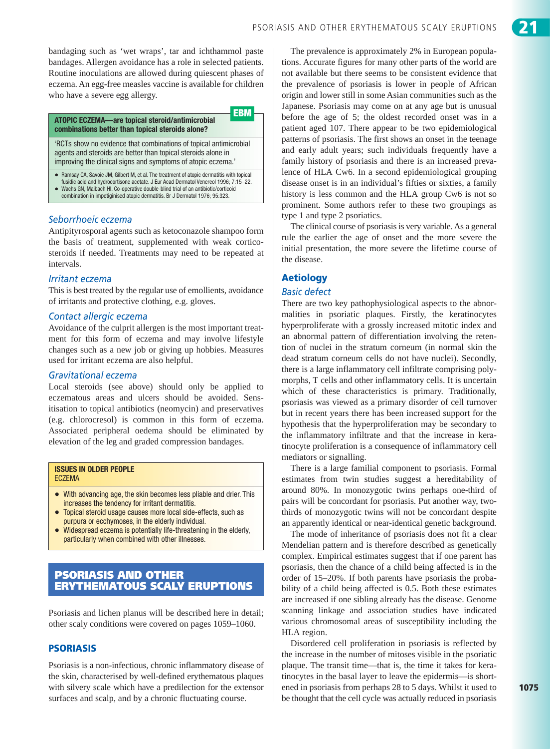bandaging such as 'wet wraps', tar and ichthammol paste bandages. Allergen avoidance has a role in selected patients. Routine inoculations are allowed during quiescent phases of eczema. An egg-free measles vaccine is available for children who have a severe egg allergy.

> **EBM**
>
> **ATOPIC ECZEMA—are topical steroid/antimicrobial combinations better than topical steroids alone?**
>
> 'RCTs show no evidence that combinations of topical antimicrobial agents and steroids are better than topical steroids alone in improving the clinical signs and symptoms of atopic eczema.'
>
> - Ramsay CA, Savoie JM, Gilbert M, et al. The treatment of atopic dermatitis with topical fusidic acid and hydrocortisone acetate. J Eur Acad Dermatol Venereol 1996; 7:15–22.
> - Wachs GN, Maibach HI. Co-operative double-blind trial of an antibiotic/corticoid combination in impetiginised atopic dermatitis. Br J Dermatol 1976; 95:323.

### *Seborrhoeic eczema*

Antipityrosporal agents such as ketoconazole shampoo form the basis of treatment, supplemented with weak corticosteroids if needed. Treatments may need to be repeated at intervals.

### *Irritant eczema*

This is best treated by the regular use of emollients, avoidance of irritants and protective clothing, e.g. gloves.

### *Contact allergic eczema*

Avoidance of the culprit allergen is the most important treatment for this form of eczema and may involve lifestyle changes such as a new job or giving up hobbies. Measures used for irritant eczema are also helpful.

### *Gravitational eczema*

Local steroids (see above) should only be applied to eczematous areas and ulcers should be avoided. Sensitisation to topical antibiotics (neomycin) and preservatives (e.g. chlorocresol) is common in this form of eczema. Associated peripheral oedema should be eliminated by elevation of the leg and graded compression bandages.

> **ISSUES IN OLDER PEOPLE**
> ECZEMA
>
> - With advancing age, the skin becomes less pliable and drier. This increases the tendency for irritant dermatitis.
> - Topical steroid usage causes more local side-effects, such as purpura or ecchymoses, in the elderly individual.
> - Widespread eczema is potentially life-threatening in the elderly, particularly when combined with other illnesses.

# PSORIASIS AND OTHER ERYTHEMATOUS SCALY ERUPTIONS

Psoriasis and lichen planus will be described here in detail; other scaly conditions were covered on pages 1059–1060.

## PSORIASIS

Psoriasis is a non-infectious, chronic inflammatory disease of the skin, characterised by well-defined erythematous plaques with silvery scale which have a predilection for the extensor surfaces and scalp, and by a chronic fluctuating course.

The prevalence is approximately 2% in European populations. Accurate figures for many other parts of the world are not available but there seems to be consistent evidence that the prevalence of psoriasis is lower in people of African origin and lower still in some Asian communities such as the Japanese. Psoriasis may come on at any age but is unusual before the age of 5; the oldest recorded onset was in a patient aged 107. There appear to be two epidemiological patterns of psoriasis. The first shows an onset in the teenage and early adult years; such individuals frequently have a family history of psoriasis and there is an increased prevalence of HLA Cw6. In a second epidemiological grouping disease onset is in an individual's fifties or sixties, a family history is less common and the HLA group Cw6 is not so prominent. Some authors refer to these two groupings as type 1 and type 2 psoriatics.

The clinical course of psoriasis is very variable. As a general rule the earlier the age of onset and the more severe the initial presentation, the more severe the lifetime course of the disease.

### Aetiology

#### *Basic defect*

There are two key pathophysiological aspects to the abnormalities in psoriatic plaques. Firstly, the keratinocytes hyperproliferate with a grossly increased mitotic index and an abnormal pattern of differentiation involving the retention of nuclei in the stratum corneum (in normal skin the dead stratum corneum cells do not have nuclei). Secondly, there is a large inflammatory cell infiltrate comprising polymorphs, T cells and other inflammatory cells. It is uncertain which of these characteristics is primary. Traditionally, psoriasis was viewed as a primary disorder of cell turnover but in recent years there has been increased support for the hypothesis that the hyperproliferation may be secondary to the inflammatory infiltrate and that the increase in keratinocyte proliferation is a consequence of inflammatory cell mediators or signalling.

There is a large familial component to psoriasis. Formal estimates from twin studies suggest a hereditability of around 80%. In monozygotic twins perhaps one-third of pairs will be concordant for psoriasis. Put another way, two-thirds of monozygotic twins will not be concordant despite an apparently identical or near-identical genetic background.

The mode of inheritance of psoriasis does not fit a clear Mendelian pattern and is therefore described as genetically complex. Empirical estimates suggest that if one parent has psoriasis, then the chance of a child being affected is in the order of 15–20%. If both parents have psoriasis the probability of a child being affected is 0.5. Both these estimates are increased if one sibling already has the disease. Genome scanning linkage and association studies have indicated various chromosomal areas of susceptibility including the HLA region.

Disordered cell proliferation in psoriasis is reflected by the increase in the number of mitoses visible in the psoriatic plaque. The transit time—that is, the time it takes for keratinocytes in the basal layer to leave the epidermis—is shortened in psoriasis from perhaps 28 to 5 days. Whilst it used to be thought that the cell cycle was actually reduced in psoriasis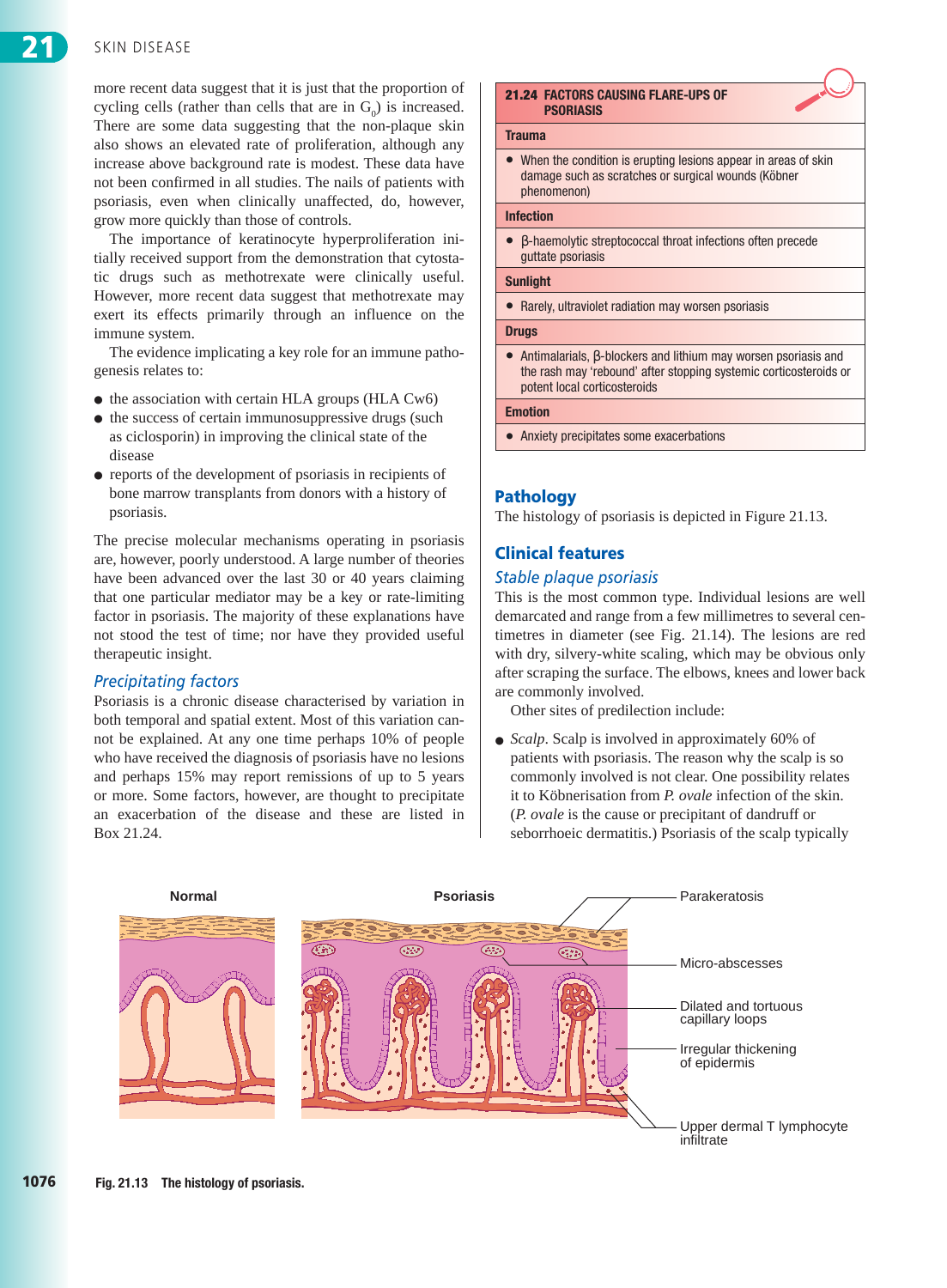more recent data suggest that it is just that the proportion of cycling cells (rather than cells that are in $G_0$) is increased. There are some data suggesting that the non-plaque skin also shows an elevated rate of proliferation, although any increase above background rate is modest. These data have not been confirmed in all studies. The nails of patients with psoriasis, even when clinically unaffected, do, however, grow more quickly than those of controls.

The importance of keratinocyte hyperproliferation initially received support from the demonstration that cytostatic drugs such as methotrexate were clinically useful. However, more recent data suggest that methotrexate may exert its effects primarily through an influence on the immune system.

The evidence implicating a key role for an immune pathogenesis relates to:

- the association with certain HLA groups (HLA Cw6)
- the success of certain immunosuppressive drugs (such as ciclosporin) in improving the clinical state of the disease
- reports of the development of psoriasis in recipients of bone marrow transplants from donors with a history of psoriasis.

The precise molecular mechanisms operating in psoriasis are, however, poorly understood. A large number of theories have been advanced over the last 30 or 40 years claiming that one particular mediator may be a key or rate-limiting factor in psoriasis. The majority of these explanations have not stood the test of time; nor have they provided useful therapeutic insight.

### *Precipitating factors*

Psoriasis is a chronic disease characterised by variation in both temporal and spatial extent. Most of this variation cannot be explained. At any one time perhaps 10% of people who have received the diagnosis of psoriasis have no lesions and perhaps 15% may report remissions of up to 5 years or more. Some factors, however, are thought to precipitate an exacerbation of the disease and these are listed in Box 21.24.

| 21.24 FACTORS CAUSING FLARE-UPS OF PSORIASIS |
|---|
| **Trauma** |
| • When the condition is erupting lesions appear in areas of skin damage such as scratches or surgical wounds (Köbner phenomenon) |
| **Infection** |
| • β-haemolytic streptococcal throat infections often precede guttate psoriasis |
| **Sunlight** |
| • Rarely, ultraviolet radiation may worsen psoriasis |
| **Drugs** |
| • Antimalarials, β-blockers and lithium may worsen psoriasis and the rash may 'rebound' after stopping systemic corticosteroids or potent local corticosteroids |
| **Emotion** |
| • Anxiety precipitates some exacerbations |

## Pathology

The histology of psoriasis is depicted in Figure 21.13.

## Clinical features

### *Stable plaque psoriasis*

This is the most common type. Individual lesions are well demarcated and range from a few millimetres to several centimetres in diameter (see Fig. 21.14). The lesions are red with dry, silvery-white scaling, which may be obvious only after scraping the surface. The elbows, knees and lower back are commonly involved.

Other sites of predilection include:

- *Scalp*. Scalp is involved in approximately 60% of patients with psoriasis. The reason why the scalp is so commonly involved is not clear. One possibility relates it to Köbnerisation from *P. ovale* infection of the skin. (*P. ovale* is the cause or precipitant of dandruff or seborrhoeic dermatitis.) Psoriasis of the scalp typically

Normal | Psoriasis | Parakeratosis | Micro-abscesses | Dilated and tortuous capillary loops | Irregular thickening of epidermis | Upper dermal T lymphocyte infiltrate

**Fig. 21.13 The histology of psoriasis.**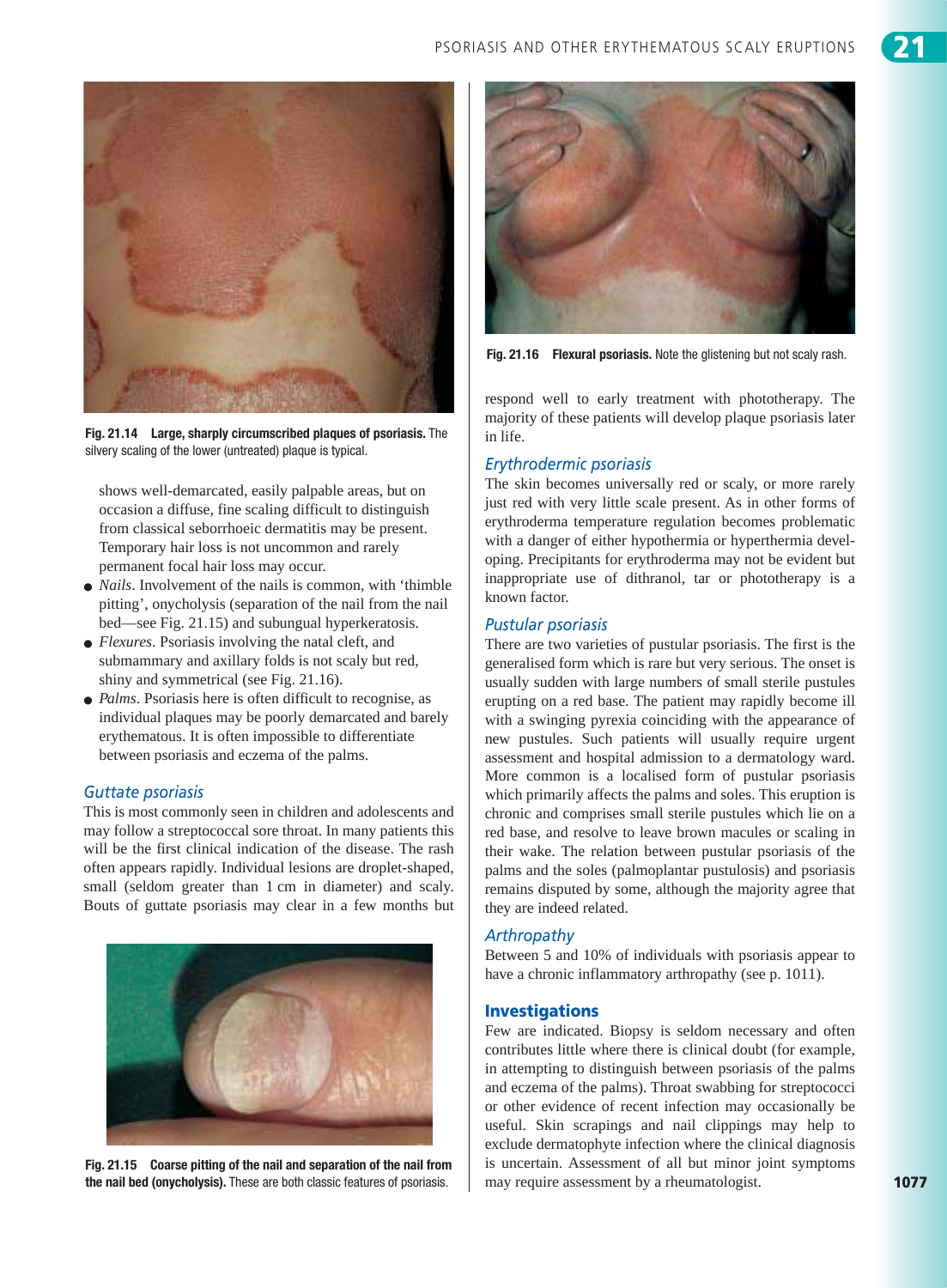Fig. 21.14 **Large, sharply circumscribed plaques of psoriasis.** The silvery scaling of the lower (untreated) plaque is typical.

shows well-demarcated, easily palpable areas, but on occasion a diffuse, fine scaling difficult to distinguish from classical seborrhoeic dermatitis may be present. Temporary hair loss is not uncommon and rarely permanent focal hair loss may occur.

- *Nails*. Involvement of the nails is common, with 'thimble pitting', onycholysis (separation of the nail from the nail bed—see Fig. 21.15) and subungual hyperkeratosis.
- *Flexures*. Psoriasis involving the natal cleft, and submammary and axillary folds is not scaly but red, shiny and symmetrical (see Fig. 21.16).
- *Palms*. Psoriasis here is often difficult to recognise, as individual plaques may be poorly demarcated and barely erythematous. It is often impossible to differentiate between psoriasis and eczema of the palms.

### Guttate psoriasis

This is most commonly seen in children and adolescents and may follow a streptococcal sore throat. In many patients this will be the first clinical indication of the disease. The rash often appears rapidly. Individual lesions are droplet-shaped, small (seldom greater than 1 cm in diameter) and scaly. Bouts of guttate psoriasis may clear in a few months but respond well to early treatment with phototherapy. The majority of these patients will develop plaque psoriasis later in life.

Fig. 21.15 **Coarse pitting of the nail and separation of the nail from the nail bed (onycholysis).** These are both classic features of psoriasis.

Fig. 21.16 **Flexural psoriasis.** Note the glistening but not scaly rash.

### Erythrodermic psoriasis

The skin becomes universally red or scaly, or more rarely just red with very little scale present. As in other forms of erythroderma temperature regulation becomes problematic with a danger of either hypothermia or hyperthermia developing. Precipitants for erythroderma may not be evident but inappropriate use of dithranol, tar or phototherapy is a known factor.

### Pustular psoriasis

There are two varieties of pustular psoriasis. The first is the generalised form which is rare but very serious. The onset is usually sudden with large numbers of small sterile pustules erupting on a red base. The patient may rapidly become ill with a swinging pyrexia coinciding with the appearance of new pustules. Such patients will usually require urgent assessment and hospital admission to a dermatology ward. More common is a localised form of pustular psoriasis which primarily affects the palms and soles. This eruption is chronic and comprises small sterile pustules which lie on a red base, and resolve to leave brown macules or scaling in their wake. The relation between pustular psoriasis of the palms and the soles (palmoplantar pustulosis) and psoriasis remains disputed by some, although the majority agree that they are indeed related.

### Arthropathy

Between 5 and 10% of individuals with psoriasis appear to have a chronic inflammatory arthropathy (see p. 1011).

## Investigations

Few are indicated. Biopsy is seldom necessary and often contributes little where there is clinical doubt (for example, in attempting to distinguish between psoriasis of the palms and eczema of the palms). Throat swabbing for streptococci or other evidence of recent infection may occasionally be useful. Skin scrapings and nail clippings may help to exclude dermatophyte infection where the clinical diagnosis is uncertain. Assessment of all but minor joint symptoms may require assessment by a rheumatologist.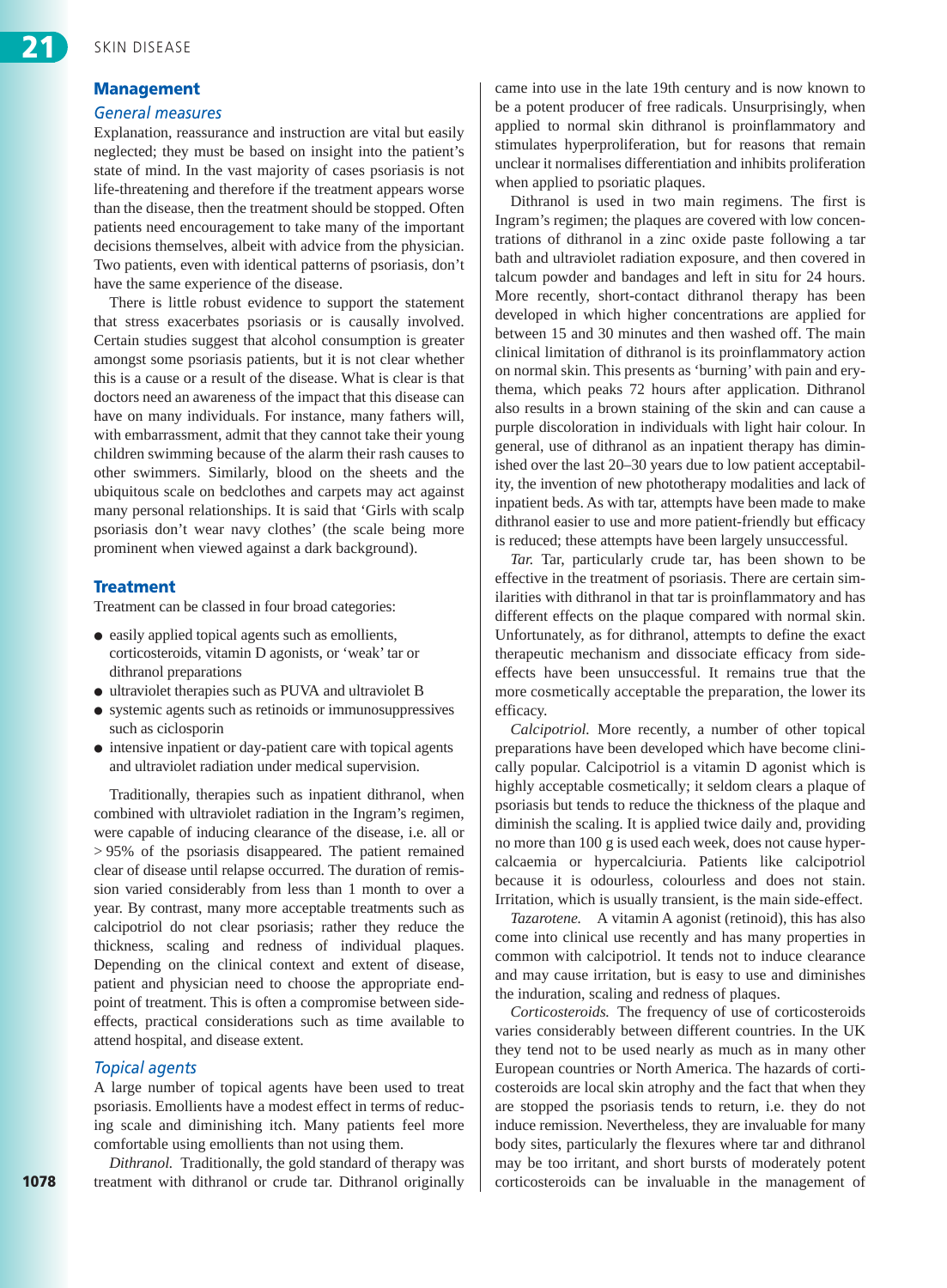## Management

### General measures

Explanation, reassurance and instruction are vital but easily neglected; they must be based on insight into the patient's state of mind. In the vast majority of cases psoriasis is not life-threatening and therefore if the treatment appears worse than the disease, then the treatment should be stopped. Often patients need encouragement to take many of the important decisions themselves, albeit with advice from the physician. Two patients, even with identical patterns of psoriasis, don't have the same experience of the disease.

There is little robust evidence to support the statement that stress exacerbates psoriasis or is causally involved. Certain studies suggest that alcohol consumption is greater amongst some psoriasis patients, but it is not clear whether this is a cause or a result of the disease. What is clear is that doctors need an awareness of the impact that this disease can have on many individuals. For instance, many fathers will, with embarrassment, admit that they cannot take their young children swimming because of the alarm their rash causes to other swimmers. Similarly, blood on the sheets and the ubiquitous scale on bedclothes and carpets may act against many personal relationships. It is said that 'Girls with scalp psoriasis don't wear navy clothes' (the scale being more prominent when viewed against a dark background).

## Treatment

Treatment can be classed in four broad categories:

- easily applied topical agents such as emollients, corticosteroids, vitamin D agonists, or 'weak' tar or dithranol preparations
- ultraviolet therapies such as PUVA and ultraviolet B
- systemic agents such as retinoids or immunosuppressives such as ciclosporin
- intensive inpatient or day-patient care with topical agents and ultraviolet radiation under medical supervision.

Traditionally, therapies such as inpatient dithranol, when combined with ultraviolet radiation in the Ingram's regimen, were capable of inducing clearance of the disease, i.e. all or > 95% of the psoriasis disappeared. The patient remained clear of disease until relapse occurred. The duration of remission varied considerably from less than 1 month to over a year. By contrast, many more acceptable treatments such as calcipotriol do not clear psoriasis; rather they reduce the thickness, scaling and redness of individual plaques. Depending on the clinical context and extent of disease, patient and physician need to choose the appropriate endpoint of treatment. This is often a compromise between side-effects, practical considerations such as time available to attend hospital, and disease extent.

### Topical agents

A large number of topical agents have been used to treat psoriasis. Emollients have a modest effect in terms of reducing scale and diminishing itch. Many patients feel more comfortable using emollients than not using them.

*Dithranol.* Traditionally, the gold standard of therapy was treatment with dithranol or crude tar. Dithranol originally came into use in the late 19th century and is now known to be a potent producer of free radicals. Unsurprisingly, when applied to normal skin dithranol is proinflammatory and stimulates hyperproliferation, but for reasons that remain unclear it normalises differentiation and inhibits proliferation when applied to psoriatic plaques.

Dithranol is used in two main regimens. The first is Ingram's regimen; the plaques are covered with low concentrations of dithranol in a zinc oxide paste following a tar bath and ultraviolet radiation exposure, and then covered in talcum powder and bandages and left in situ for 24 hours. More recently, short-contact dithranol therapy has been developed in which higher concentrations are applied for between 15 and 30 minutes and then washed off. The main clinical limitation of dithranol is its proinflammatory action on normal skin. This presents as 'burning' with pain and erythema, which peaks 72 hours after application. Dithranol also results in a brown staining of the skin and can cause a purple discoloration in individuals with light hair colour. In general, use of dithranol as an inpatient therapy has diminished over the last 20–30 years due to low patient acceptability, the invention of new phototherapy modalities and lack of inpatient beds. As with tar, attempts have been made to make dithranol easier to use and more patient-friendly but efficacy is reduced; these attempts have been largely unsuccessful.

*Tar.* Tar, particularly crude tar, has been shown to be effective in the treatment of psoriasis. There are certain similarities with dithranol in that tar is proinflammatory and has different effects on the plaque compared with normal skin. Unfortunately, as for dithranol, attempts to define the exact therapeutic mechanism and dissociate efficacy from side-effects have been unsuccessful. It remains true that the more cosmetically acceptable the preparation, the lower its efficacy.

*Calcipotriol.* More recently, a number of other topical preparations have been developed which have become clinically popular. Calcipotriol is a vitamin D agonist which is highly acceptable cosmetically; it seldom clears a plaque of psoriasis but tends to reduce the thickness of the plaque and diminish the scaling. It is applied twice daily and, providing no more than 100 g is used each week, does not cause hypercalcaemia or hypercalciuria. Patients like calcipotriol because it is odourless, colourless and does not stain. Irritation, which is usually transient, is the main side-effect.

*Tazarotene.* A vitamin A agonist (retinoid), this has also come into clinical use recently and has many properties in common with calcipotriol. It tends not to induce clearance and may cause irritation, but is easy to use and diminishes the induration, scaling and redness of plaques.

*Corticosteroids.* The frequency of use of corticosteroids varies considerably between different countries. In the UK they tend not to be used nearly as much as in many other European countries or North America. The hazards of corticosteroids are local skin atrophy and the fact that when they are stopped the psoriasis tends to return, i.e. they do not induce remission. Nevertheless, they are invaluable for many body sites, particularly the flexures where tar and dithranol may be too irritant, and short bursts of moderately potent corticosteroids can be invaluable in the management of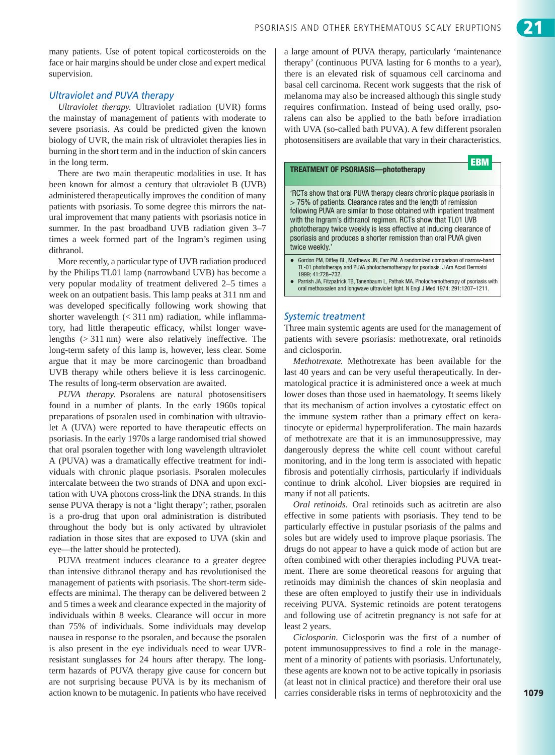many patients. Use of potent topical corticosteroids on the face or hair margins should be under close and expert medical supervision.

### Ultraviolet and PUVA therapy

*Ultraviolet therapy.* Ultraviolet radiation (UVR) forms the mainstay of management of patients with moderate to severe psoriasis. As could be predicted given the known biology of UVR, the main risk of ultraviolet therapies lies in burning in the short term and in the induction of skin cancers in the long term.

There are two main therapeutic modalities in use. It has been known for almost a century that ultraviolet B (UVB) administered therapeutically improves the condition of many patients with psoriasis. To some degree this mirrors the natural improvement that many patients with psoriasis notice in summer. In the past broadband UVB radiation given 3–7 times a week formed part of the Ingram's regimen using dithranol.

More recently, a particular type of UVB radiation produced by the Philips TL01 lamp (narrowband UVB) has become a very popular modality of treatment delivered 2–5 times a week on an outpatient basis. This lamp peaks at 311 nm and was developed specifically following work showing that shorter wavelength (< 311 nm) radiation, while inflammatory, had little therapeutic efficacy, whilst longer wavelengths (> 311 nm) were also relatively ineffective. The long-term safety of this lamp is, however, less clear. Some argue that it may be more carcinogenic than broadband UVB therapy while others believe it is less carcinogenic. The results of long-term observation are awaited.

*PUVA therapy.* Psoralens are natural photosensitisers found in a number of plants. In the early 1960s topical preparations of psoralen used in combination with ultraviolet A (UVA) were reported to have therapeutic effects on psoriasis. In the early 1970s a large randomised trial showed that oral psoralen together with long wavelength ultraviolet A (PUVA) was a dramatically effective treatment for individuals with chronic plaque psoriasis. Psoralen molecules intercalate between the two strands of DNA and upon excitation with UVA photons cross-link the DNA strands. In this sense PUVA therapy is not a 'light therapy'; rather, psoralen is a pro-drug that upon oral administration is distributed throughout the body but is only activated by ultraviolet radiation in those sites that are exposed to UVA (skin and eye—the latter should be protected).

PUVA treatment induces clearance to a greater degree than intensive dithranol therapy and has revolutionised the management of patients with psoriasis. The short-term side-effects are minimal. The therapy can be delivered between 2 and 5 times a week and clearance expected in the majority of individuals within 8 weeks. Clearance will occur in more than 75% of individuals. Some individuals may develop nausea in response to the psoralen, and because the psoralen is also present in the eye individuals need to wear UVR-resistant sunglasses for 24 hours after therapy. The long-term hazards of PUVA therapy give cause for concern but are not surprising because PUVA is by its mechanism of action known to be mutagenic. In patients who have received a large amount of PUVA therapy, particularly 'maintenance therapy' (continuous PUVA lasting for 6 months to a year), there is an elevated risk of squamous cell carcinoma and basal cell carcinoma. Recent work suggests that the risk of melanoma may also be increased although this single study requires confirmation. Instead of being used orally, psoralens can also be applied to the bath before irradiation with UVA (so-called bath PUVA). A few different psoralen photosensitisers are available that vary in their characteristics.

> **TREATMENT OF PSORIASIS—phototherapy** — **EBM**
>
> 'RCTs show that oral PUVA therapy clears chronic plaque psoriasis in > 75% of patients. Clearance rates and the length of remission following PUVA are similar to those obtained with inpatient treatment with the Ingram's dithranol regimen. RCTs show that TL01 UVB phototherapy twice weekly is less effective at inducing clearance of psoriasis and produces a shorter remission than oral PUVA given twice weekly.'
>
> - Gordon PM, Diffey BL, Matthews JN, Farr PM. A randomized comparison of narrow-band TL-01 phototherapy and PUVA photochemotherapy for psoriasis. J Am Acad Dermatol 1999; 41:728–732.
> - Parrish JA, Fitzpatrick TB, Tanenbaum L, Pathak MA. Photochemotherapy of psoriasis with oral methoxsalen and longwave ultraviolet light. N Engl J Med 1974; 291:1207–1211.

### Systemic treatment

Three main systemic agents are used for the management of patients with severe psoriasis: methotrexate, oral retinoids and ciclosporin.

*Methotrexate.* Methotrexate has been available for the last 40 years and can be very useful therapeutically. In dermatological practice it is administered once a week at much lower doses than those used in haematology. It seems likely that its mechanism of action involves a cytostatic effect on the immune system rather than a primary effect on keratinocyte or epidermal hyperproliferation. The main hazards of methotrexate are that it is an immunosuppressive, may dangerously depress the white cell count without careful monitoring, and in the long term is associated with hepatic fibrosis and potentially cirrhosis, particularly if individuals continue to drink alcohol. Liver biopsies are required in many if not all patients.

*Oral retinoids.* Oral retinoids such as acitretin are also effective in some patients with psoriasis. They tend to be particularly effective in pustular psoriasis of the palms and soles but are widely used to improve plaque psoriasis. The drugs do not appear to have a quick mode of action but are often combined with other therapies including PUVA treatment. There are some theoretical reasons for arguing that retinoids may diminish the chances of skin neoplasia and these are often employed to justify their use in individuals receiving PUVA. Systemic retinoids are potent teratogens and following use of acitretin pregnancy is not safe for at least 2 years.

*Ciclosporin.* Ciclosporin was the first of a number of potent immunosuppressives to find a role in the management of a minority of patients with psoriasis. Unfortunately, these agents are known not to be active topically in psoriasis (at least not in clinical practice) and therefore their oral use carries considerable risks in terms of nephrotoxicity and the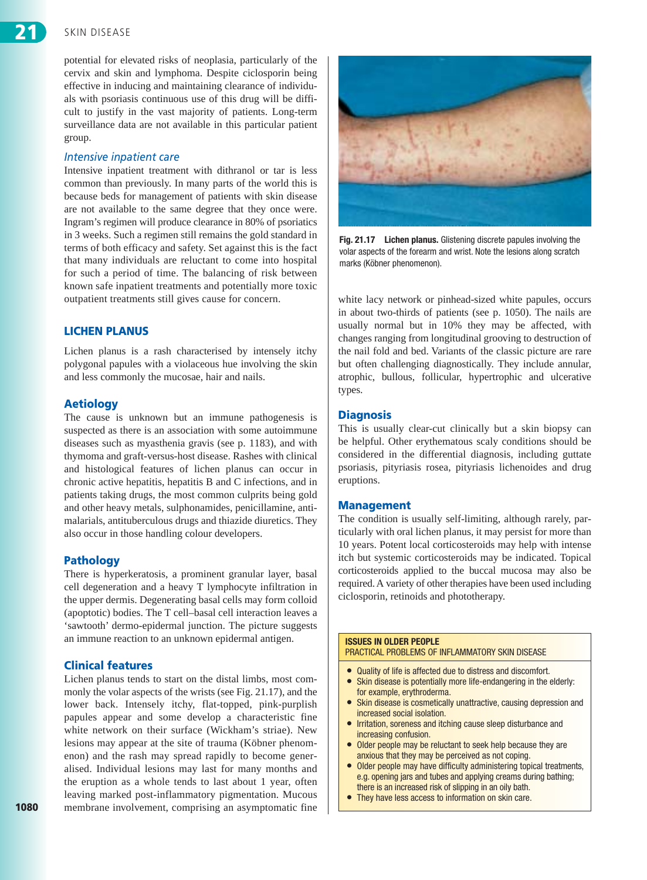potential for elevated risks of neoplasia, particularly of the cervix and skin and lymphoma. Despite ciclosporin being effective in inducing and maintaining clearance of individuals with psoriasis continuous use of this drug will be difficult to justify in the vast majority of patients. Long-term surveillance data are not available in this particular patient group.

### *Intensive inpatient care*

Intensive inpatient treatment with dithranol or tar is less common than previously. In many parts of the world this is because beds for management of patients with skin disease are not available to the same degree that they once were. Ingram's regimen will produce clearance in 80% of psoriatics in 3 weeks. Such a regimen still remains the gold standard in terms of both efficacy and safety. Set against this is the fact that many individuals are reluctant to come into hospital for such a period of time. The balancing of risk between known safe inpatient treatments and potentially more toxic outpatient treatments still gives cause for concern.

## LICHEN PLANUS

Lichen planus is a rash characterised by intensely itchy polygonal papules with a violaceous hue involving the skin and less commonly the mucosae, hair and nails.

### Aetiology

The cause is unknown but an immune pathogenesis is suspected as there is an association with some autoimmune diseases such as myasthenia gravis (see p. 1183), and with thymoma and graft-versus-host disease. Rashes with clinical and histological features of lichen planus can occur in chronic active hepatitis, hepatitis B and C infections, and in patients taking drugs, the most common culprits being gold and other heavy metals, sulphonamides, penicillamine, antimalarials, antituberculous drugs and thiazide diuretics. They also occur in those handling colour developers.

### Pathology

There is hyperkeratosis, a prominent granular layer, basal cell degeneration and a heavy T lymphocyte infiltration in the upper dermis. Degenerating basal cells may form colloid (apoptotic) bodies. The T cell–basal cell interaction leaves a 'sawtooth' dermo-epidermal junction. The picture suggests an immune reaction to an unknown epidermal antigen.

### Clinical features

Lichen planus tends to start on the distal limbs, most commonly the volar aspects of the wrists (see Fig. 21.17), and the lower back. Intensely itchy, flat-topped, pink-purplish papules appear and some develop a characteristic fine white network on their surface (Wickham's striae). New lesions may appear at the site of trauma (Köbner phenomenon) and the rash may spread rapidly to become generalised. Individual lesions may last for many months and the eruption as a whole tends to last about 1 year, often leaving marked post-inflammatory pigmentation. Mucous membrane involvement, comprising an asymptomatic fine white lacy network or pinhead-sized white papules, occurs in about two-thirds of patients (see p. 1050). The nails are usually normal but in 10% they may be affected, with changes ranging from longitudinal grooving to destruction of the nail fold and bed. Variants of the classic picture are rare but often challenging diagnostically. They include annular, atrophic, bullous, follicular, hypertrophic and ulcerative types.

**Fig. 21.17 Lichen planus.** Glistening discrete papules involving the volar aspects of the forearm and wrist. Note the lesions along scratch marks (Köbner phenomenon).

### Diagnosis

This is usually clear-cut clinically but a skin biopsy can be helpful. Other erythematous scaly conditions should be considered in the differential diagnosis, including guttate psoriasis, pityriasis rosea, pityriasis lichenoides and drug eruptions.

### Management

The condition is usually self-limiting, although rarely, particularly with oral lichen planus, it may persist for more than 10 years. Potent local corticosteroids may help with intense itch but systemic corticosteroids may be indicated. Topical corticosteroids applied to the buccal mucosa may also be required. A variety of other therapies have been used including ciclosporin, retinoids and phototherapy.

**ISSUES IN OLDER PEOPLE**
PRACTICAL PROBLEMS OF INFLAMMATORY SKIN DISEASE

- Quality of life is affected due to distress and discomfort.
- Skin disease is potentially more life-endangering in the elderly: for example, erythroderma.
- Skin disease is cosmetically unattractive, causing depression and increased social isolation.
- Irritation, soreness and itching cause sleep disturbance and increasing confusion.
- Older people may be reluctant to seek help because they are anxious that they may be perceived as not coping.
- Older people may have difficulty administering topical treatments, e.g. opening jars and tubes and applying creams during bathing; there is an increased risk of slipping in an oily bath.
- They have less access to information on skin care.